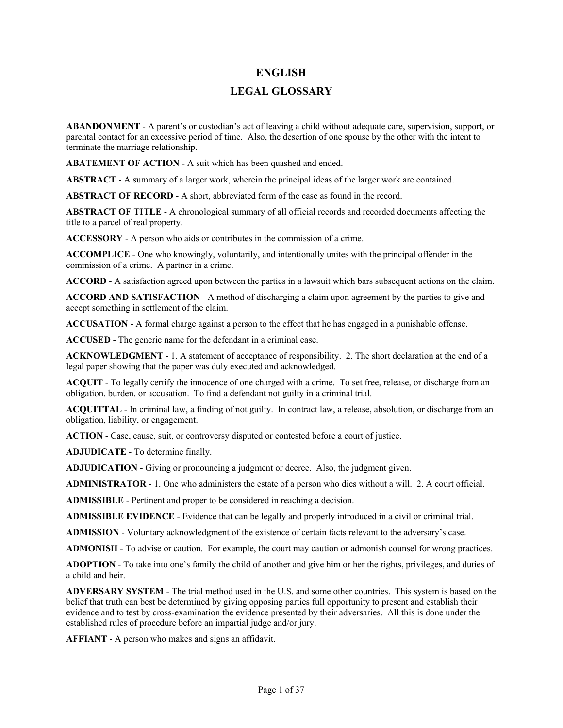# ENGLISH

# LEGAL GLOSSARY

**ABANDONMENT** - A parent's or custodian's act of leaving a child without adequate care, supervision, support, or parental contact for an excessive period of time. Also, the desertion of one spouse by the other with the intent to terminate the marriage relationship.

**ABATEMENT OF ACTION** - A suit which has been quashed and ended.

**ABSTRACT** - A summary of a larger work, wherein the principal ideas of the larger work are contained.

**ABSTRACT OF RECORD** - A short, abbreviated form of the case as found in the record.

**ABSTRACT OF TITLE** - A chronological summary of all official records and recorded documents affecting the title to a parcel of real property.

**ACCESSORY** - A person who aids or contributes in the commission of a crime.

**ACCOMPLICE** - One who knowingly, voluntarily, and intentionally unites with the principal offender in the commission of a crime. A partner in a crime.

**ACCORD** - A satisfaction agreed upon between the parties in a lawsuit which bars subsequent actions on the claim.

**ACCORD AND SATISFACTION** - A method of discharging a claim upon agreement by the parties to give and accept something in settlement of the claim.

**ACCUSATION** - A formal charge against a person to the effect that he has engaged in a punishable offense.

**ACCUSED** - The generic name for the defendant in a criminal case.

**ACKNOWLEDGMENT** - 1. A statement of acceptance of responsibility. 2. The short declaration at the end of a legal paper showing that the paper was duly executed and acknowledged.

**ACQUIT** - To legally certify the innocence of one charged with a crime. To set free, release, or discharge from an obligation, burden, or accusation. To find a defendant not guilty in a criminal trial.

**ACQUITTAL** - In criminal law, a finding of not guilty. In contract law, a release, absolution, or discharge from an obligation, liability, or engagement.

**ACTION** - Case, cause, suit, or controversy disputed or contested before a court of justice.

**ADJUDICATE** - To determine finally.

**ADJUDICATION** - Giving or pronouncing a judgment or decree. Also, the judgment given.

**ADMINISTRATOR** - 1. One who administers the estate of a person who dies without a will. 2. A court official.

**ADMISSIBLE** - Pertinent and proper to be considered in reaching a decision.

**ADMISSIBLE EVIDENCE** - Evidence that can be legally and properly introduced in a civil or criminal trial.

**ADMISSION** - Voluntary acknowledgment of the existence of certain facts relevant to the adversary's case.

**ADMONISH** - To advise or caution. For example, the court may caution or admonish counsel for wrong practices.

**ADOPTION** - To take into one's family the child of another and give him or her the rights, privileges, and duties of a child and heir.

**ADVERSARY SYSTEM** - The trial method used in the U.S. and some other countries. This system is based on the belief that truth can best be determined by giving opposing parties full opportunity to present and establish their evidence and to test by cross-examination the evidence presented by their adversaries. All this is done under the established rules of procedure before an impartial judge and/or jury.

**AFFIANT** - A person who makes and signs an affidavit.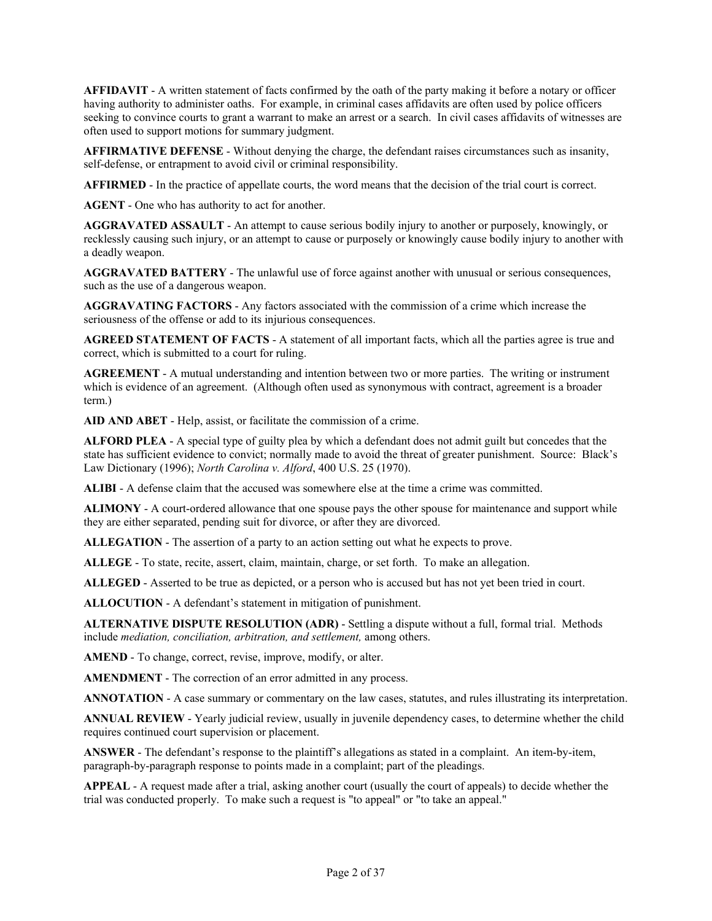**AFFIDAVIT** - A written statement of facts confirmed by the oath of the party making it before a notary or officer having authority to administer oaths. For example, in criminal cases affidavits are often used by police officers seeking to convince courts to grant a warrant to make an arrest or a search. In civil cases affidavits of witnesses are often used to support motions for summary judgment.

**AFFIRMATIVE DEFENSE** - Without denying the charge, the defendant raises circumstances such as insanity, self-defense, or entrapment to avoid civil or criminal responsibility.

**AFFIRMED** - In the practice of appellate courts, the word means that the decision of the trial court is correct.

**AGENT** - One who has authority to act for another.

**AGGRAVATED ASSAULT** - An attempt to cause serious bodily injury to another or purposely, knowingly, or recklessly causing such injury, or an attempt to cause or purposely or knowingly cause bodily injury to another with a deadly weapon.

**AGGRAVATED BATTERY** - The unlawful use of force against another with unusual or serious consequences, such as the use of a dangerous weapon.

**AGGRAVATING FACTORS** - Any factors associated with the commission of a crime which increase the seriousness of the offense or add to its injurious consequences.

**AGREED STATEMENT OF FACTS** - A statement of all important facts, which all the parties agree is true and correct, which is submitted to a court for ruling.

**AGREEMENT** - A mutual understanding and intention between two or more parties. The writing or instrument which is evidence of an agreement. (Although often used as synonymous with contract, agreement is a broader term.)

**AID AND ABET** - Help, assist, or facilitate the commission of a crime.

**ALFORD PLEA** - A special type of guilty plea by which a defendant does not admit guilt but concedes that the state has sufficient evidence to convict; normally made to avoid the threat of greater punishment. Source: Black's Law Dictionary (1996); *North Carolina v. Alford*, 400 U.S. 25 (1970).

**ALIBI** - A defense claim that the accused was somewhere else at the time a crime was committed.

**ALIMONY** - A court-ordered allowance that one spouse pays the other spouse for maintenance and support while they are either separated, pending suit for divorce, or after they are divorced.

**ALLEGATION** - The assertion of a party to an action setting out what he expects to prove.

**ALLEGE** - To state, recite, assert, claim, maintain, charge, or set forth. To make an allegation.

**ALLEGED** - Asserted to be true as depicted, or a person who is accused but has not yet been tried in court.

**ALLOCUTION** - A defendant's statement in mitigation of punishment.

**ALTERNATIVE DISPUTE RESOLUTION (ADR)** - Settling a dispute without a full, formal trial. Methods include *mediation, conciliation, arbitration, and settlement,* among others.

**AMEND** - To change, correct, revise, improve, modify, or alter.

**AMENDMENT** - The correction of an error admitted in any process.

**ANNOTATION** - A case summary or commentary on the law cases, statutes, and rules illustrating its interpretation.

**ANNUAL REVIEW** - Yearly judicial review, usually in juvenile dependency cases, to determine whether the child requires continued court supervision or placement.

**ANSWER** - The defendant's response to the plaintiff's allegations as stated in a complaint. An item-by-item, paragraph-by-paragraph response to points made in a complaint; part of the pleadings.

**APPEAL** - A request made after a trial, asking another court (usually the court of appeals) to decide whether the trial was conducted properly. To make such a request is "to appeal" or "to take an appeal."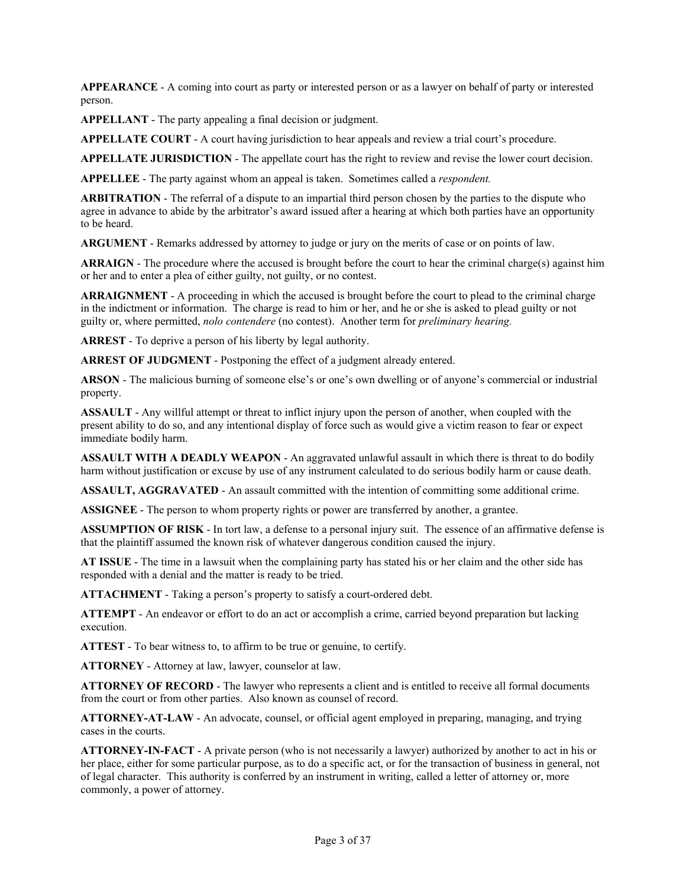**APPEARANCE** - A coming into court as party or interested person or as a lawyer on behalf of party or interested person.

**APPELLANT** - The party appealing a final decision or judgment.

**APPELLATE COURT** - A court having jurisdiction to hear appeals and review a trial court's procedure.

**APPELLATE JURISDICTION** - The appellate court has the right to review and revise the lower court decision.

**APPELLEE** - The party against whom an appeal is taken. Sometimes called a *respondent.*

**ARBITRATION** - The referral of a dispute to an impartial third person chosen by the parties to the dispute who agree in advance to abide by the arbitrator's award issued after a hearing at which both parties have an opportunity to be heard.

**ARGUMENT** - Remarks addressed by attorney to judge or jury on the merits of case or on points of law.

**ARRAIGN** - The procedure where the accused is brought before the court to hear the criminal charge(s) against him or her and to enter a plea of either guilty, not guilty, or no contest.

**ARRAIGNMENT** - A proceeding in which the accused is brought before the court to plead to the criminal charge in the indictment or information. The charge is read to him or her, and he or she is asked to plead guilty or not guilty or, where permitted, *nolo contendere* (no contest). Another term for *preliminary hearing.*

**ARREST** - To deprive a person of his liberty by legal authority.

**ARREST OF JUDGMENT** - Postponing the effect of a judgment already entered.

**ARSON** - The malicious burning of someone else's or one's own dwelling or of anyone's commercial or industrial property.

**ASSAULT** - Any willful attempt or threat to inflict injury upon the person of another, when coupled with the present ability to do so, and any intentional display of force such as would give a victim reason to fear or expect immediate bodily harm.

**ASSAULT WITH A DEADLY WEAPON** - An aggravated unlawful assault in which there is threat to do bodily harm without justification or excuse by use of any instrument calculated to do serious bodily harm or cause death.

**ASSAULT, AGGRAVATED** - An assault committed with the intention of committing some additional crime.

**ASSIGNEE** - The person to whom property rights or power are transferred by another, a grantee.

**ASSUMPTION OF RISK** - In tort law, a defense to a personal injury suit. The essence of an affirmative defense is that the plaintiff assumed the known risk of whatever dangerous condition caused the injury.

**AT ISSUE** - The time in a lawsuit when the complaining party has stated his or her claim and the other side has responded with a denial and the matter is ready to be tried.

**ATTACHMENT** - Taking a person's property to satisfy a court-ordered debt.

**ATTEMPT** - An endeavor or effort to do an act or accomplish a crime, carried beyond preparation but lacking execution.

**ATTEST** - To bear witness to, to affirm to be true or genuine, to certify.

**ATTORNEY** - Attorney at law, lawyer, counselor at law.

**ATTORNEY OF RECORD** - The lawyer who represents a client and is entitled to receive all formal documents from the court or from other parties. Also known as counsel of record.

**ATTORNEY-AT-LAW** - An advocate, counsel, or official agent employed in preparing, managing, and trying cases in the courts.

**ATTORNEY-IN-FACT** - A private person (who is not necessarily a lawyer) authorized by another to act in his or her place, either for some particular purpose, as to do a specific act, or for the transaction of business in general, not of legal character. This authority is conferred by an instrument in writing, called a letter of attorney or, more commonly, a power of attorney.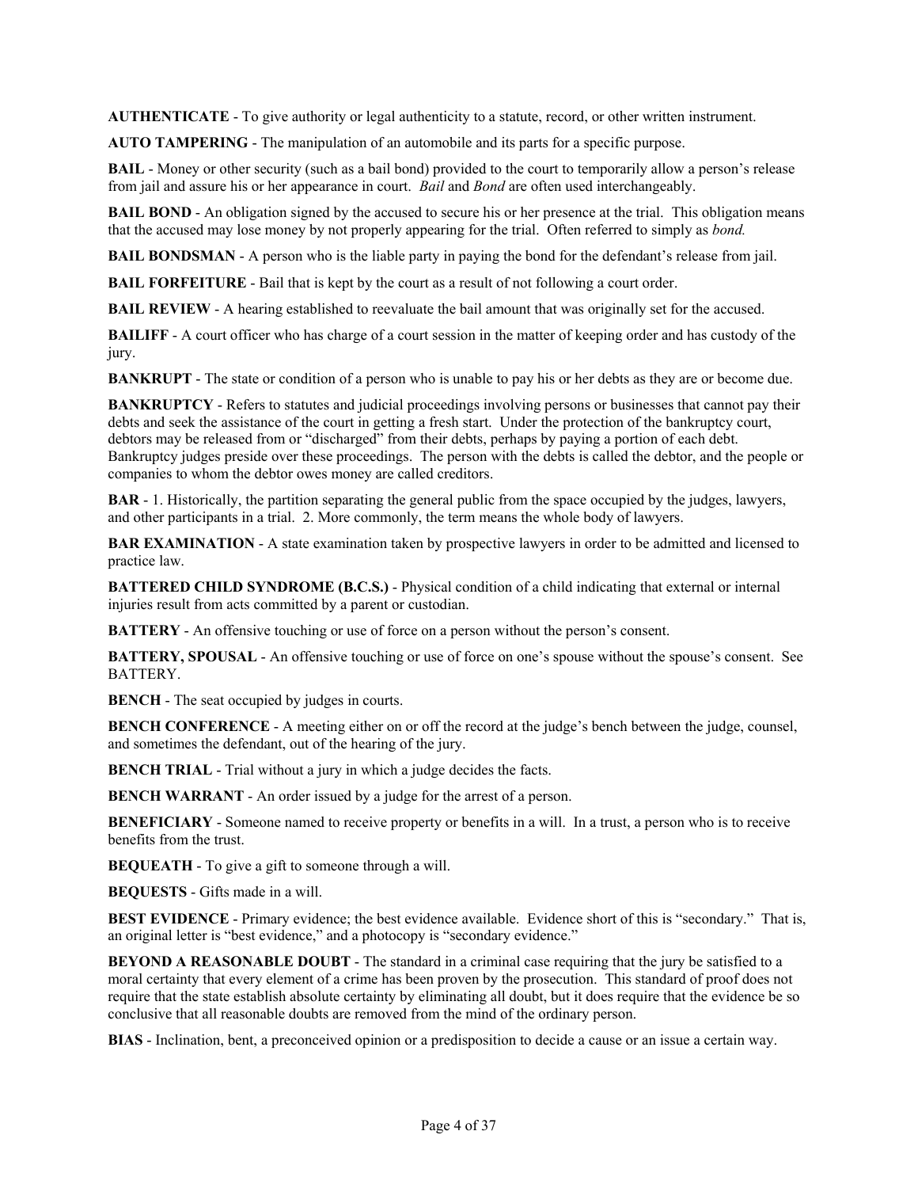**AUTHENTICATE** - To give authority or legal authenticity to a statute, record, or other written instrument.

**AUTO TAMPERING** - The manipulation of an automobile and its parts for a specific purpose.

**BAIL** - Money or other security (such as a bail bond) provided to the court to temporarily allow a person's release from jail and assure his or her appearance in court. *Bail* and *Bond* are often used interchangeably.

**BAIL BOND** - An obligation signed by the accused to secure his or her presence at the trial. This obligation means that the accused may lose money by not properly appearing for the trial. Often referred to simply as *bond.*

**BAIL BONDSMAN** - A person who is the liable party in paying the bond for the defendant's release from jail.

**BAIL FORFEITURE** - Bail that is kept by the court as a result of not following a court order.

**BAIL REVIEW** - A hearing established to reevaluate the bail amount that was originally set for the accused.

**BAILIFF** - A court officer who has charge of a court session in the matter of keeping order and has custody of the jury.

**BANKRUPT** - The state or condition of a person who is unable to pay his or her debts as they are or become due.

**BANKRUPTCY** - Refers to statutes and judicial proceedings involving persons or businesses that cannot pay their debts and seek the assistance of the court in getting a fresh start. Under the protection of the bankruptcy court, debtors may be released from or "discharged" from their debts, perhaps by paying a portion of each debt. Bankruptcy judges preside over these proceedings. The person with the debts is called the debtor, and the people or companies to whom the debtor owes money are called creditors.

**BAR** - 1. Historically, the partition separating the general public from the space occupied by the judges, lawyers, and other participants in a trial. 2. More commonly, the term means the whole body of lawyers.

**BAR EXAMINATION** - A state examination taken by prospective lawyers in order to be admitted and licensed to practice law.

**BATTERED CHILD SYNDROME (B.C.S.)** - Physical condition of a child indicating that external or internal injuries result from acts committed by a parent or custodian.

**BATTERY** - An offensive touching or use of force on a person without the person's consent.

**BATTERY, SPOUSAL** - An offensive touching or use of force on one's spouse without the spouse's consent. See BATTERY.

**BENCH** - The seat occupied by judges in courts.

**BENCH CONFERENCE** - A meeting either on or off the record at the judge's bench between the judge, counsel, and sometimes the defendant, out of the hearing of the jury.

**BENCH TRIAL** - Trial without a jury in which a judge decides the facts.

**BENCH WARRANT** - An order issued by a judge for the arrest of a person.

**BENEFICIARY** - Someone named to receive property or benefits in a will. In a trust, a person who is to receive benefits from the trust.

**BEQUEATH** - To give a gift to someone through a will.

**BEQUESTS** - Gifts made in a will.

**BEST EVIDENCE** - Primary evidence; the best evidence available. Evidence short of this is "secondary." That is, an original letter is "best evidence," and a photocopy is "secondary evidence."

**BEYOND A REASONABLE DOUBT** - The standard in a criminal case requiring that the jury be satisfied to a moral certainty that every element of a crime has been proven by the prosecution. This standard of proof does not require that the state establish absolute certainty by eliminating all doubt, but it does require that the evidence be so conclusive that all reasonable doubts are removed from the mind of the ordinary person.

**BIAS** - Inclination, bent, a preconceived opinion or a predisposition to decide a cause or an issue a certain way.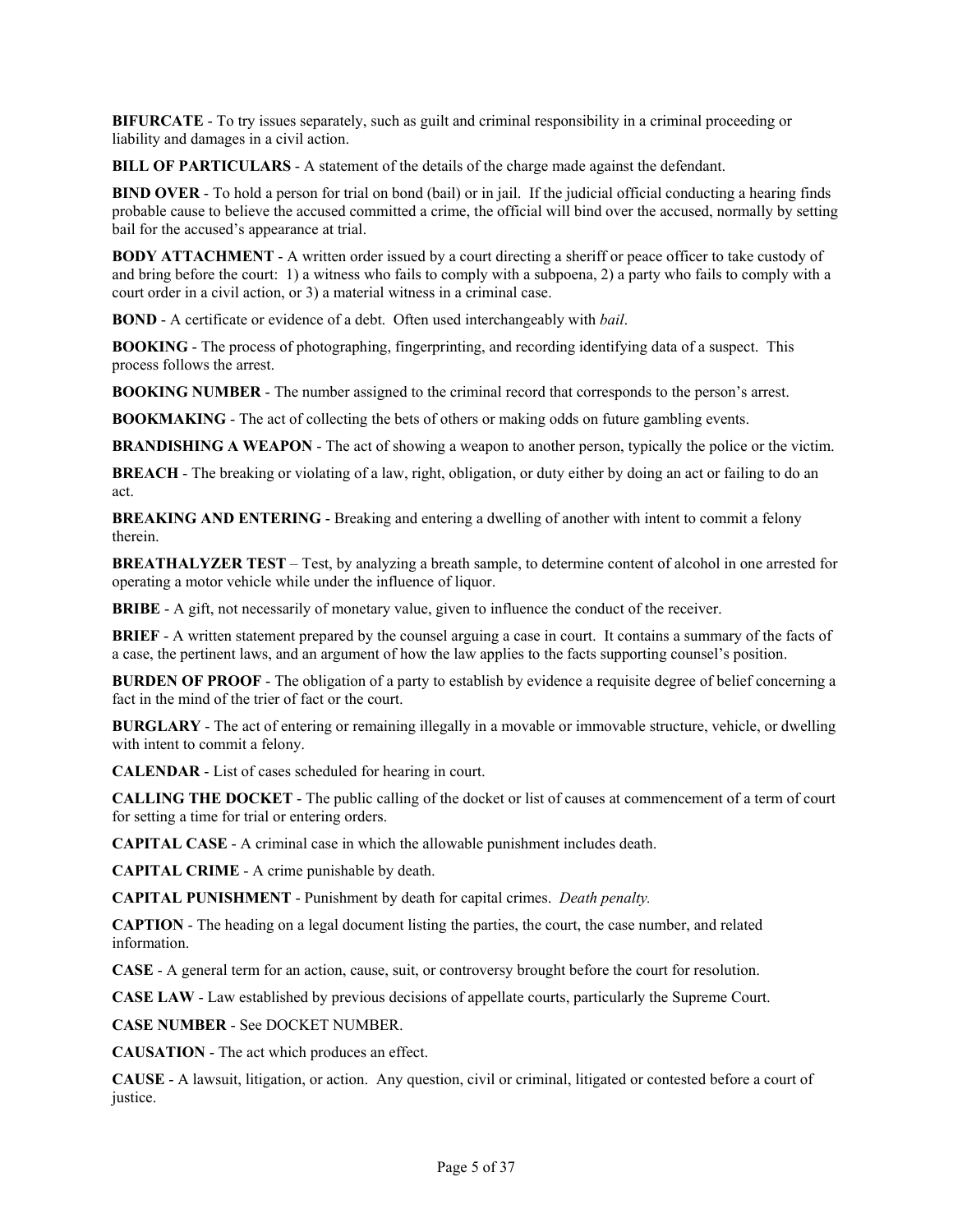**BIFURCATE** - To try issues separately, such as guilt and criminal responsibility in a criminal proceeding or liability and damages in a civil action.

**BILL OF PARTICULARS** - A statement of the details of the charge made against the defendant.

**BIND OVER** - To hold a person for trial on bond (bail) or in jail. If the judicial official conducting a hearing finds probable cause to believe the accused committed a crime, the official will bind over the accused, normally by setting bail for the accused's appearance at trial.

**BODY ATTACHMENT** - A written order issued by a court directing a sheriff or peace officer to take custody of and bring before the court: 1) a witness who fails to comply with a subpoena, 2) a party who fails to comply with a court order in a civil action, or 3) a material witness in a criminal case.

**BOND** - A certificate or evidence of a debt. Often used interchangeably with *bail*.

**BOOKING** - The process of photographing, fingerprinting, and recording identifying data of a suspect. This process follows the arrest.

**BOOKING NUMBER** - The number assigned to the criminal record that corresponds to the person's arrest.

**BOOKMAKING** - The act of collecting the bets of others or making odds on future gambling events.

**BRANDISHING A WEAPON** - The act of showing a weapon to another person, typically the police or the victim.

**BREACH** - The breaking or violating of a law, right, obligation, or duty either by doing an act or failing to do an act.

**BREAKING AND ENTERING** - Breaking and entering a dwelling of another with intent to commit a felony therein.

**BREATHALYZER TEST** – Test, by analyzing a breath sample, to determine content of alcohol in one arrested for operating a motor vehicle while under the influence of liquor.

**BRIBE** - A gift, not necessarily of monetary value, given to influence the conduct of the receiver.

**BRIEF** - A written statement prepared by the counsel arguing a case in court. It contains a summary of the facts of a case, the pertinent laws, and an argument of how the law applies to the facts supporting counsel's position.

**BURDEN OF PROOF** - The obligation of a party to establish by evidence a requisite degree of belief concerning a fact in the mind of the trier of fact or the court.

**BURGLARY** - The act of entering or remaining illegally in a movable or immovable structure, vehicle, or dwelling with intent to commit a felony.

**CALENDAR** - List of cases scheduled for hearing in court.

**CALLING THE DOCKET** - The public calling of the docket or list of causes at commencement of a term of court for setting a time for trial or entering orders.

**CAPITAL CASE** - A criminal case in which the allowable punishment includes death.

**CAPITAL CRIME** - A crime punishable by death.

**CAPITAL PUNISHMENT** - Punishment by death for capital crimes. *Death penalty.*

**CAPTION** - The heading on a legal document listing the parties, the court, the case number, and related information.

**CASE** - A general term for an action, cause, suit, or controversy brought before the court for resolution.

**CASE LAW** - Law established by previous decisions of appellate courts, particularly the Supreme Court.

**CASE NUMBER** - See DOCKET NUMBER.

**CAUSATION** - The act which produces an effect.

**CAUSE** - A lawsuit, litigation, or action. Any question, civil or criminal, litigated or contested before a court of justice.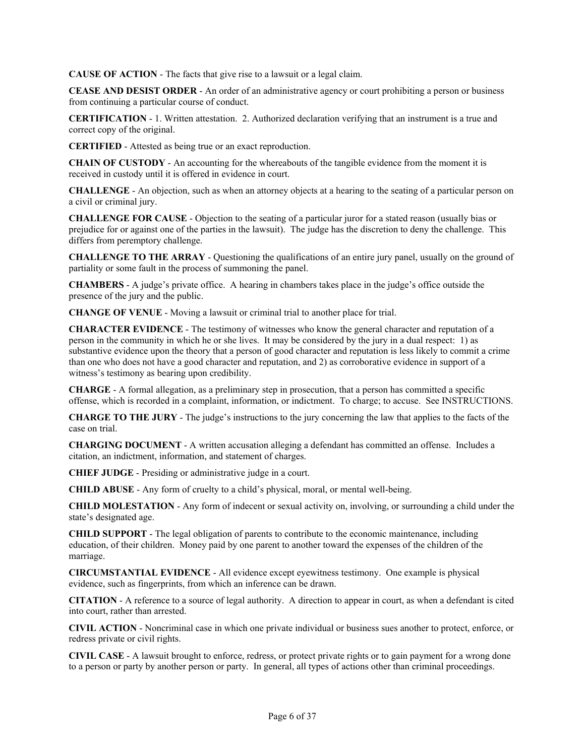**CAUSE OF ACTION** - The facts that give rise to a lawsuit or a legal claim.

**CEASE AND DESIST ORDER** - An order of an administrative agency or court prohibiting a person or business from continuing a particular course of conduct.

**CERTIFICATION** - 1. Written attestation. 2. Authorized declaration verifying that an instrument is a true and correct copy of the original.

**CERTIFIED** - Attested as being true or an exact reproduction.

**CHAIN OF CUSTODY** - An accounting for the whereabouts of the tangible evidence from the moment it is received in custody until it is offered in evidence in court.

**CHALLENGE** - An objection, such as when an attorney objects at a hearing to the seating of a particular person on a civil or criminal jury.

**CHALLENGE FOR CAUSE** - Objection to the seating of a particular juror for a stated reason (usually bias or prejudice for or against one of the parties in the lawsuit). The judge has the discretion to deny the challenge. This differs from peremptory challenge.

**CHALLENGE TO THE ARRAY** - Questioning the qualifications of an entire jury panel, usually on the ground of partiality or some fault in the process of summoning the panel.

**CHAMBERS** - A judge's private office. A hearing in chambers takes place in the judge's office outside the presence of the jury and the public.

**CHANGE OF VENUE** - Moving a lawsuit or criminal trial to another place for trial.

**CHARACTER EVIDENCE** - The testimony of witnesses who know the general character and reputation of a person in the community in which he or she lives. It may be considered by the jury in a dual respect: 1) as substantive evidence upon the theory that a person of good character and reputation is less likely to commit a crime than one who does not have a good character and reputation, and 2) as corroborative evidence in support of a witness's testimony as bearing upon credibility.

**CHARGE** - A formal allegation, as a preliminary step in prosecution, that a person has committed a specific offense, which is recorded in a complaint, information, or indictment. To charge; to accuse. See INSTRUCTIONS.

**CHARGE TO THE JURY** - The judge's instructions to the jury concerning the law that applies to the facts of the case on trial.

**CHARGING DOCUMENT** - A written accusation alleging a defendant has committed an offense. Includes a citation, an indictment, information, and statement of charges.

**CHIEF JUDGE** - Presiding or administrative judge in a court.

**CHILD ABUSE** - Any form of cruelty to a child's physical, moral, or mental well-being.

**CHILD MOLESTATION** - Any form of indecent or sexual activity on, involving, or surrounding a child under the state's designated age.

**CHILD SUPPORT** - The legal obligation of parents to contribute to the economic maintenance, including education, of their children. Money paid by one parent to another toward the expenses of the children of the marriage.

**CIRCUMSTANTIAL EVIDENCE** - All evidence except eyewitness testimony. One example is physical evidence, such as fingerprints, from which an inference can be drawn.

**CITATION** - A reference to a source of legal authority. A direction to appear in court, as when a defendant is cited into court, rather than arrested.

**CIVIL ACTION** - Noncriminal case in which one private individual or business sues another to protect, enforce, or redress private or civil rights.

**CIVIL CASE** - A lawsuit brought to enforce, redress, or protect private rights or to gain payment for a wrong done to a person or party by another person or party. In general, all types of actions other than criminal proceedings.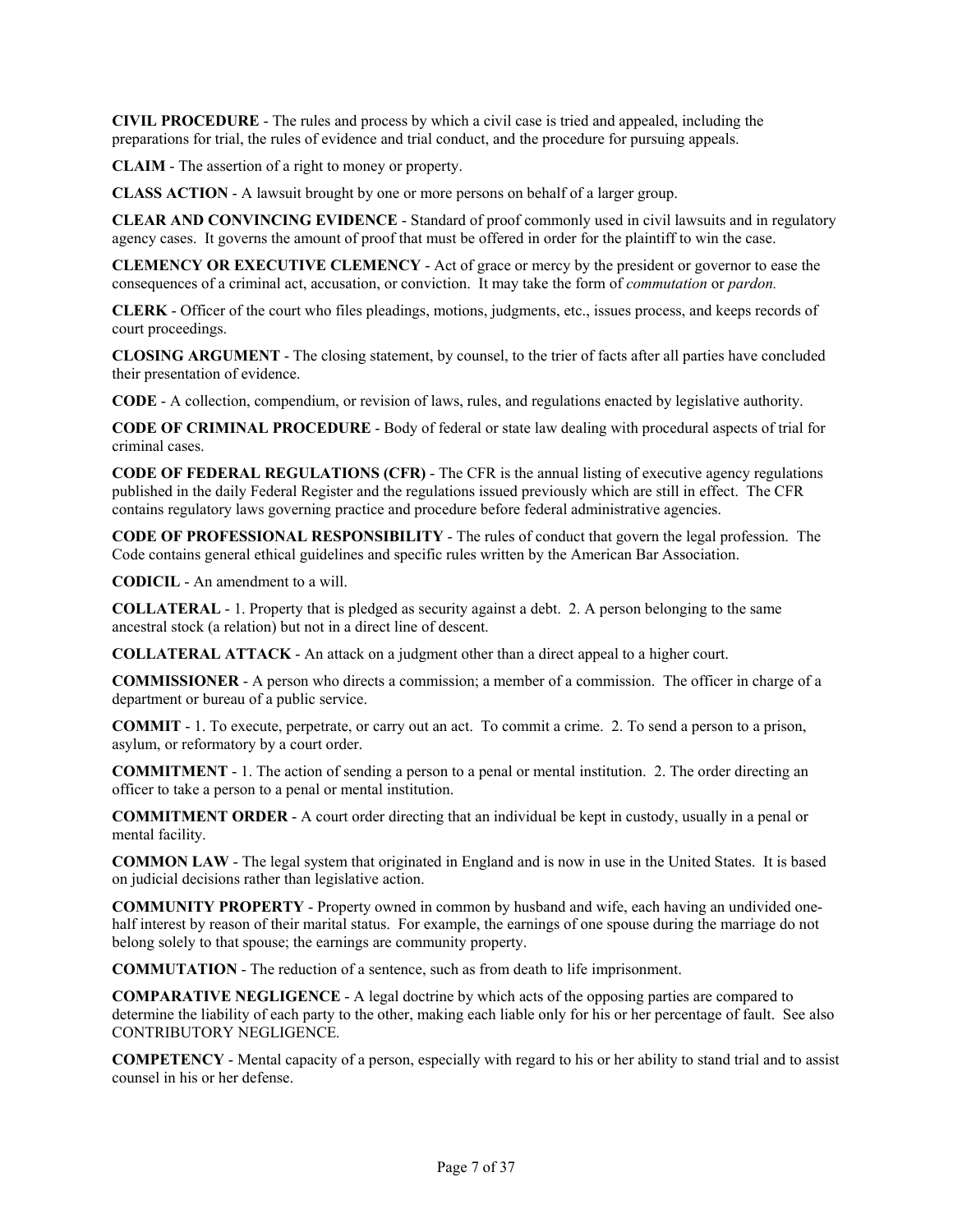**CIVIL PROCEDURE** - The rules and process by which a civil case is tried and appealed, including the preparations for trial, the rules of evidence and trial conduct, and the procedure for pursuing appeals.

**CLAIM** - The assertion of a right to money or property.

**CLASS ACTION** - A lawsuit brought by one or more persons on behalf of a larger group.

**CLEAR AND CONVINCING EVIDENCE** - Standard of proof commonly used in civil lawsuits and in regulatory agency cases. It governs the amount of proof that must be offered in order for the plaintiff to win the case.

**CLEMENCY OR EXECUTIVE CLEMENCY** - Act of grace or mercy by the president or governor to ease the consequences of a criminal act, accusation, or conviction. It may take the form of *commutation* or *pardon.*

**CLERK** - Officer of the court who files pleadings, motions, judgments, etc., issues process, and keeps records of court proceedings.

**CLOSING ARGUMENT** - The closing statement, by counsel, to the trier of facts after all parties have concluded their presentation of evidence.

**CODE** - A collection, compendium, or revision of laws, rules, and regulations enacted by legislative authority.

**CODE OF CRIMINAL PROCEDURE** - Body of federal or state law dealing with procedural aspects of trial for criminal cases.

**CODE OF FEDERAL REGULATIONS (CFR)** - The CFR is the annual listing of executive agency regulations published in the daily Federal Register and the regulations issued previously which are still in effect. The CFR contains regulatory laws governing practice and procedure before federal administrative agencies.

**CODE OF PROFESSIONAL RESPONSIBILITY** - The rules of conduct that govern the legal profession. The Code contains general ethical guidelines and specific rules written by the American Bar Association.

**CODICIL** - An amendment to a will.

**COLLATERAL** - 1. Property that is pledged as security against a debt. 2. A person belonging to the same ancestral stock (a relation) but not in a direct line of descent.

**COLLATERAL ATTACK** - An attack on a judgment other than a direct appeal to a higher court.

**COMMISSIONER** - A person who directs a commission; a member of a commission. The officer in charge of a department or bureau of a public service.

**COMMIT** - 1. To execute, perpetrate, or carry out an act. To commit a crime. 2. To send a person to a prison, asylum, or reformatory by a court order.

**COMMITMENT** - 1. The action of sending a person to a penal or mental institution. 2. The order directing an officer to take a person to a penal or mental institution.

**COMMITMENT ORDER** - A court order directing that an individual be kept in custody, usually in a penal or mental facility.

**COMMON LAW** - The legal system that originated in England and is now in use in the United States. It is based on judicial decisions rather than legislative action.

**COMMUNITY PROPERTY** - Property owned in common by husband and wife, each having an undivided one-half interest by reason of their marital status. For example, the earnings of one spouse during the marriage do not belong solely to that spouse; the earnings are community property.

**COMMUTATION** - The reduction of a sentence, such as from death to life imprisonment.

**COMPARATIVE NEGLIGENCE** - A legal doctrine by which acts of the opposing parties are compared to determine the liability of each party to the other, making each liable only for his or her percentage of fault. See also CONTRIBUTORY NEGLIGENCE.

**COMPETENCY** - Mental capacity of a person, especially with regard to his or her ability to stand trial and to assist counsel in his or her defense.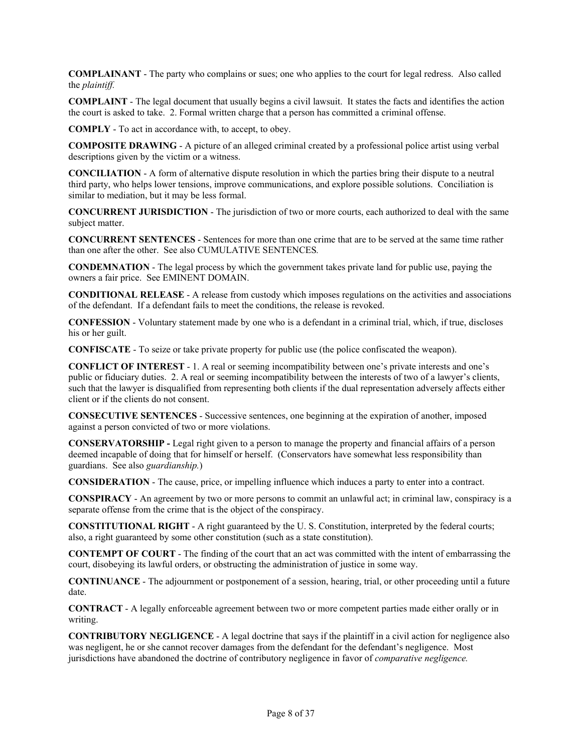**COMPLAINANT** - The party who complains or sues; one who applies to the court for legal redress. Also called the *plaintiff.*

**COMPLAINT** - The legal document that usually begins a civil lawsuit. It states the facts and identifies the action the court is asked to take. 2. Formal written charge that a person has committed a criminal offense.

**COMPLY** - To act in accordance with, to accept, to obey.

**COMPOSITE DRAWING** - A picture of an alleged criminal created by a professional police artist using verbal descriptions given by the victim or a witness.

**CONCILIATION** - A form of alternative dispute resolution in which the parties bring their dispute to a neutral third party, who helps lower tensions, improve communications, and explore possible solutions. Conciliation is similar to mediation, but it may be less formal.

**CONCURRENT JURISDICTION** - The jurisdiction of two or more courts, each authorized to deal with the same subject matter.

**CONCURRENT SENTENCES** - Sentences for more than one crime that are to be served at the same time rather than one after the other. See also CUMULATIVE SENTENCES*.*

**CONDEMNATION** - The legal process by which the government takes private land for public use, paying the owners a fair price. See EMINENT DOMAIN.

**CONDITIONAL RELEASE** - A release from custody which imposes regulations on the activities and associations of the defendant. If a defendant fails to meet the conditions, the release is revoked.

**CONFESSION** - Voluntary statement made by one who is a defendant in a criminal trial, which, if true, discloses his or her guilt.

**CONFISCATE** - To seize or take private property for public use (the police confiscated the weapon).

**CONFLICT OF INTEREST** - 1. A real or seeming incompatibility between one's private interests and one's public or fiduciary duties. 2. A real or seeming incompatibility between the interests of two of a lawyer's clients, such that the lawyer is disqualified from representing both clients if the dual representation adversely affects either client or if the clients do not consent.

**CONSECUTIVE SENTENCES** - Successive sentences, one beginning at the expiration of another, imposed against a person convicted of two or more violations.

**CONSERVATORSHIP -** Legal right given to a person to manage the property and financial affairs of a person deemed incapable of doing that for himself or herself. (Conservators have somewhat less responsibility than guardians. See also *guardianship.*)

**CONSIDERATION** - The cause, price, or impelling influence which induces a party to enter into a contract.

**CONSPIRACY** - An agreement by two or more persons to commit an unlawful act; in criminal law, conspiracy is a separate offense from the crime that is the object of the conspiracy.

**CONSTITUTIONAL RIGHT** - A right guaranteed by the U. S. Constitution, interpreted by the federal courts; also, a right guaranteed by some other constitution (such as a state constitution).

**CONTEMPT OF COURT** - The finding of the court that an act was committed with the intent of embarrassing the court, disobeying its lawful orders, or obstructing the administration of justice in some way.

**CONTINUANCE** - The adjournment or postponement of a session, hearing, trial, or other proceeding until a future date.

**CONTRACT** - A legally enforceable agreement between two or more competent parties made either orally or in writing.

**CONTRIBUTORY NEGLIGENCE** - A legal doctrine that says if the plaintiff in a civil action for negligence also was negligent, he or she cannot recover damages from the defendant for the defendant's negligence. Most jurisdictions have abandoned the doctrine of contributory negligence in favor of *comparative negligence.*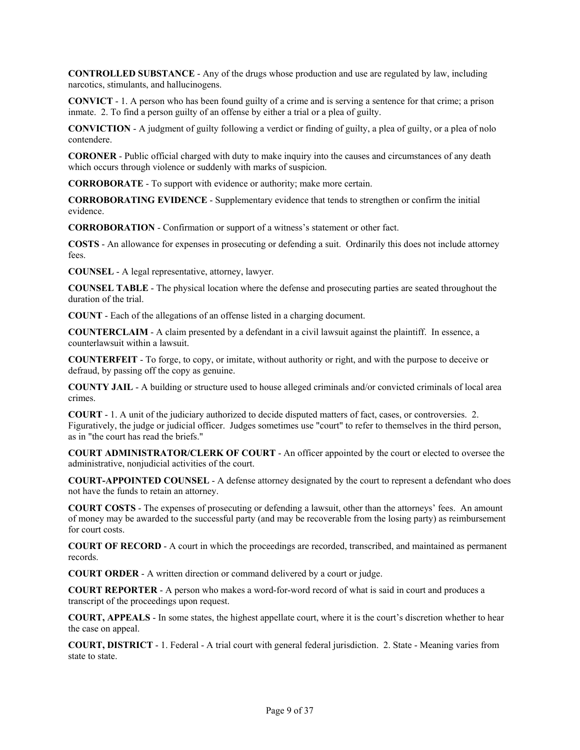**CONTROLLED SUBSTANCE** - Any of the drugs whose production and use are regulated by law, including narcotics, stimulants, and hallucinogens.

**CONVICT** - 1. A person who has been found guilty of a crime and is serving a sentence for that crime; a prison inmate. 2. To find a person guilty of an offense by either a trial or a plea of guilty.

**CONVICTION** - A judgment of guilty following a verdict or finding of guilty, a plea of guilty, or a plea of nolo contendere.

**CORONER** - Public official charged with duty to make inquiry into the causes and circumstances of any death which occurs through violence or suddenly with marks of suspicion.

**CORROBORATE** - To support with evidence or authority; make more certain.

**CORROBORATING EVIDENCE** - Supplementary evidence that tends to strengthen or confirm the initial evidence.

**CORROBORATION** - Confirmation or support of a witness's statement or other fact.

**COSTS** - An allowance for expenses in prosecuting or defending a suit. Ordinarily this does not include attorney fees.

**COUNSEL** - A legal representative, attorney, lawyer.

**COUNSEL TABLE** - The physical location where the defense and prosecuting parties are seated throughout the duration of the trial.

**COUNT** - Each of the allegations of an offense listed in a charging document.

**COUNTERCLAIM** - A claim presented by a defendant in a civil lawsuit against the plaintiff. In essence, a counterlawsuit within a lawsuit.

**COUNTERFEIT** - To forge, to copy, or imitate, without authority or right, and with the purpose to deceive or defraud, by passing off the copy as genuine.

**COUNTY JAIL** - A building or structure used to house alleged criminals and/or convicted criminals of local area crimes.

**COURT** - 1. A unit of the judiciary authorized to decide disputed matters of fact, cases, or controversies. 2. Figuratively, the judge or judicial officer. Judges sometimes use "court" to refer to themselves in the third person, as in "the court has read the briefs."

**COURT ADMINISTRATOR/CLERK OF COURT** - An officer appointed by the court or elected to oversee the administrative, nonjudicial activities of the court.

**COURT-APPOINTED COUNSEL** - A defense attorney designated by the court to represent a defendant who does not have the funds to retain an attorney.

**COURT COSTS** - The expenses of prosecuting or defending a lawsuit, other than the attorneys' fees. An amount of money may be awarded to the successful party (and may be recoverable from the losing party) as reimbursement for court costs.

**COURT OF RECORD** - A court in which the proceedings are recorded, transcribed, and maintained as permanent records.

**COURT ORDER** - A written direction or command delivered by a court or judge.

**COURT REPORTER** - A person who makes a word-for-word record of what is said in court and produces a transcript of the proceedings upon request.

**COURT, APPEALS** - In some states, the highest appellate court, where it is the court's discretion whether to hear the case on appeal.

**COURT, DISTRICT** - 1. Federal - A trial court with general federal jurisdiction. 2. State - Meaning varies from state to state.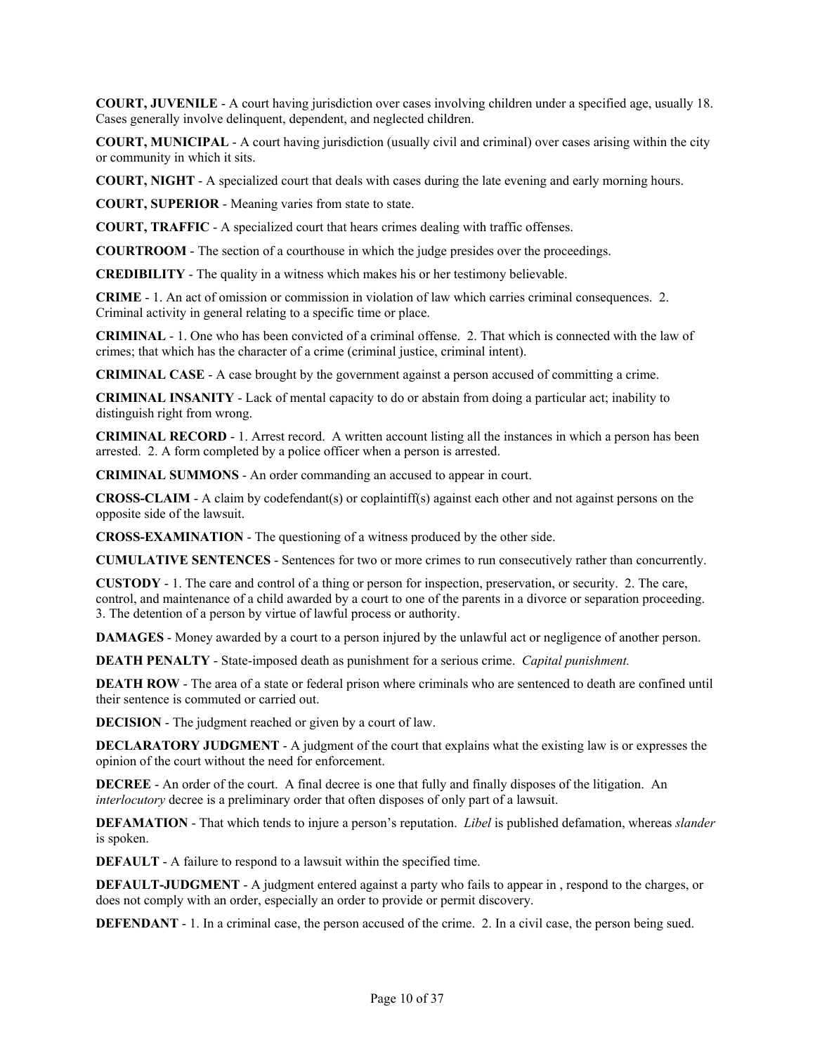**COURT, JUVENILE** - A court having jurisdiction over cases involving children under a specified age, usually 18. Cases generally involve delinquent, dependent, and neglected children.

**COURT, MUNICIPAL** - A court having jurisdiction (usually civil and criminal) over cases arising within the city or community in which it sits.

**COURT, NIGHT** - A specialized court that deals with cases during the late evening and early morning hours.

**COURT, SUPERIOR** - Meaning varies from state to state.

**COURT, TRAFFIC** - A specialized court that hears crimes dealing with traffic offenses.

**COURTROOM** - The section of a courthouse in which the judge presides over the proceedings.

**CREDIBILITY** - The quality in a witness which makes his or her testimony believable.

**CRIME** - 1. An act of omission or commission in violation of law which carries criminal consequences. 2. Criminal activity in general relating to a specific time or place.

**CRIMINAL** - 1. One who has been convicted of a criminal offense. 2. That which is connected with the law of crimes; that which has the character of a crime (criminal justice, criminal intent).

**CRIMINAL CASE** - A case brought by the government against a person accused of committing a crime.

**CRIMINAL INSANITY** - Lack of mental capacity to do or abstain from doing a particular act; inability to distinguish right from wrong.

**CRIMINAL RECORD** - 1. Arrest record. A written account listing all the instances in which a person has been arrested. 2. A form completed by a police officer when a person is arrested.

**CRIMINAL SUMMONS** - An order commanding an accused to appear in court.

**CROSS-CLAIM** - A claim by codefendant(s) or coplaintiff(s) against each other and not against persons on the opposite side of the lawsuit.

**CROSS-EXAMINATION** - The questioning of a witness produced by the other side.

**CUMULATIVE SENTENCES** - Sentences for two or more crimes to run consecutively rather than concurrently.

**CUSTODY** - 1. The care and control of a thing or person for inspection, preservation, or security. 2. The care, control, and maintenance of a child awarded by a court to one of the parents in a divorce or separation proceeding. 3. The detention of a person by virtue of lawful process or authority.

**DAMAGES** - Money awarded by a court to a person injured by the unlawful act or negligence of another person.

**DEATH PENALTY** - State-imposed death as punishment for a serious crime. *Capital punishment.*

**DEATH ROW** - The area of a state or federal prison where criminals who are sentenced to death are confined until their sentence is commuted or carried out.

**DECISION** - The judgment reached or given by a court of law.

**DECLARATORY JUDGMENT** - A judgment of the court that explains what the existing law is or expresses the opinion of the court without the need for enforcement.

**DECREE** - An order of the court. A final decree is one that fully and finally disposes of the litigation. An *interlocutory* decree is a preliminary order that often disposes of only part of a lawsuit.

**DEFAMATION** - That which tends to injure a person's reputation. *Libel* is published defamation, whereas *slander* is spoken.

**DEFAULT** - A failure to respond to a lawsuit within the specified time.

**DEFAULT-JUDGMENT** - A judgment entered against a party who fails to appear in , respond to the charges, or does not comply with an order, especially an order to provide or permit discovery.

**DEFENDANT** - 1. In a criminal case, the person accused of the crime. 2. In a civil case, the person being sued.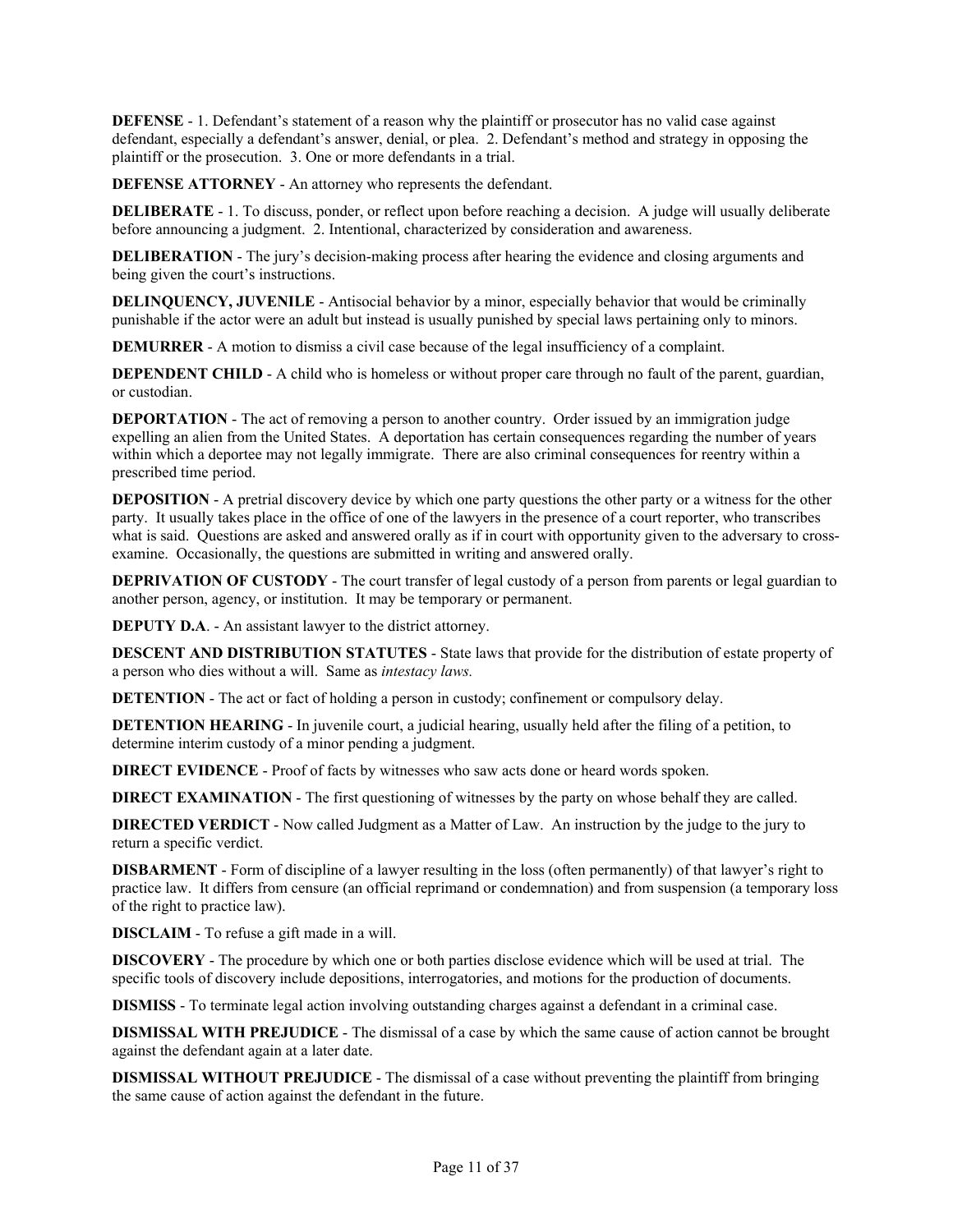**DEFENSE** - 1. Defendant's statement of a reason why the plaintiff or prosecutor has no valid case against defendant, especially a defendant's answer, denial, or plea. 2. Defendant's method and strategy in opposing the plaintiff or the prosecution. 3. One or more defendants in a trial.

**DEFENSE ATTORNEY** - An attorney who represents the defendant.

**DELIBERATE** - 1. To discuss, ponder, or reflect upon before reaching a decision. A judge will usually deliberate before announcing a judgment. 2. Intentional, characterized by consideration and awareness.

**DELIBERATION** - The jury's decision-making process after hearing the evidence and closing arguments and being given the court's instructions.

**DELINQUENCY, JUVENILE** - Antisocial behavior by a minor, especially behavior that would be criminally punishable if the actor were an adult but instead is usually punished by special laws pertaining only to minors.

**DEMURRER** - A motion to dismiss a civil case because of the legal insufficiency of a complaint.

**DEPENDENT CHILD** - A child who is homeless or without proper care through no fault of the parent, guardian, or custodian.

**DEPORTATION** - The act of removing a person to another country. Order issued by an immigration judge expelling an alien from the United States. A deportation has certain consequences regarding the number of years within which a deportee may not legally immigrate. There are also criminal consequences for reentry within a prescribed time period.

**DEPOSITION** - A pretrial discovery device by which one party questions the other party or a witness for the other party. It usually takes place in the office of one of the lawyers in the presence of a court reporter, who transcribes what is said. Questions are asked and answered orally as if in court with opportunity given to the adversary to cross-examine. Occasionally, the questions are submitted in writing and answered orally.

**DEPRIVATION OF CUSTODY** - The court transfer of legal custody of a person from parents or legal guardian to another person, agency, or institution. It may be temporary or permanent.

**DEPUTY D.A**. - An assistant lawyer to the district attorney.

**DESCENT AND DISTRIBUTION STATUTES** - State laws that provide for the distribution of estate property of a person who dies without a will. Same as *intestacy laws.*

**DETENTION** - The act or fact of holding a person in custody; confinement or compulsory delay.

**DETENTION HEARING** - In juvenile court, a judicial hearing, usually held after the filing of a petition, to determine interim custody of a minor pending a judgment.

**DIRECT EVIDENCE** - Proof of facts by witnesses who saw acts done or heard words spoken.

**DIRECT EXAMINATION** - The first questioning of witnesses by the party on whose behalf they are called.

**DIRECTED VERDICT** - Now called Judgment as a Matter of Law. An instruction by the judge to the jury to return a specific verdict.

**DISBARMENT** - Form of discipline of a lawyer resulting in the loss (often permanently) of that lawyer's right to practice law. It differs from censure (an official reprimand or condemnation) and from suspension (a temporary loss of the right to practice law).

**DISCLAIM** - To refuse a gift made in a will.

**DISCOVERY** - The procedure by which one or both parties disclose evidence which will be used at trial. The specific tools of discovery include depositions, interrogatories, and motions for the production of documents.

**DISMISS** - To terminate legal action involving outstanding charges against a defendant in a criminal case.

**DISMISSAL WITH PREJUDICE** - The dismissal of a case by which the same cause of action cannot be brought against the defendant again at a later date.

**DISMISSAL WITHOUT PREJUDICE** - The dismissal of a case without preventing the plaintiff from bringing the same cause of action against the defendant in the future.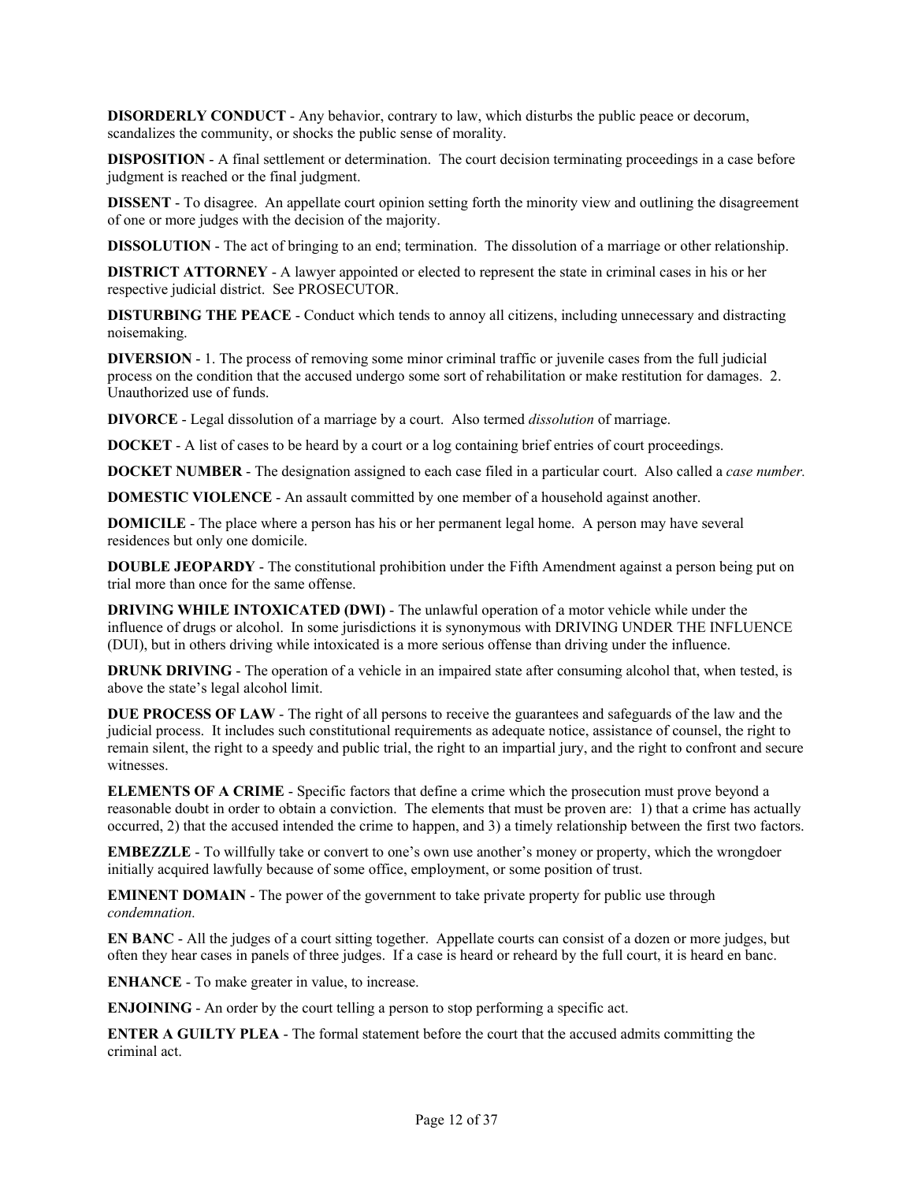**DISORDERLY CONDUCT** - Any behavior, contrary to law, which disturbs the public peace or decorum, scandalizes the community, or shocks the public sense of morality.

**DISPOSITION** - A final settlement or determination. The court decision terminating proceedings in a case before judgment is reached or the final judgment.

**DISSENT** - To disagree. An appellate court opinion setting forth the minority view and outlining the disagreement of one or more judges with the decision of the majority.

**DISSOLUTION** - The act of bringing to an end; termination. The dissolution of a marriage or other relationship.

**DISTRICT ATTORNEY** - A lawyer appointed or elected to represent the state in criminal cases in his or her respective judicial district. See PROSECUTOR.

**DISTURBING THE PEACE** - Conduct which tends to annoy all citizens, including unnecessary and distracting noisemaking.

**DIVERSION** - 1. The process of removing some minor criminal traffic or juvenile cases from the full judicial process on the condition that the accused undergo some sort of rehabilitation or make restitution for damages. 2. Unauthorized use of funds.

**DIVORCE** - Legal dissolution of a marriage by a court. Also termed *dissolution* of marriage.

**DOCKET** - A list of cases to be heard by a court or a log containing brief entries of court proceedings.

**DOCKET NUMBER** - The designation assigned to each case filed in a particular court. Also called a *case number.*

**DOMESTIC VIOLENCE** - An assault committed by one member of a household against another.

**DOMICILE** - The place where a person has his or her permanent legal home. A person may have several residences but only one domicile.

**DOUBLE JEOPARDY** - The constitutional prohibition under the Fifth Amendment against a person being put on trial more than once for the same offense.

**DRIVING WHILE INTOXICATED (DWI)** - The unlawful operation of a motor vehicle while under the influence of drugs or alcohol. In some jurisdictions it is synonymous with DRIVING UNDER THE INFLUENCE (DUI), but in others driving while intoxicated is a more serious offense than driving under the influence.

**DRUNK DRIVING** - The operation of a vehicle in an impaired state after consuming alcohol that, when tested, is above the state's legal alcohol limit.

**DUE PROCESS OF LAW** - The right of all persons to receive the guarantees and safeguards of the law and the judicial process. It includes such constitutional requirements as adequate notice, assistance of counsel, the right to remain silent, the right to a speedy and public trial, the right to an impartial jury, and the right to confront and secure witnesses.

**ELEMENTS OF A CRIME** - Specific factors that define a crime which the prosecution must prove beyond a reasonable doubt in order to obtain a conviction. The elements that must be proven are: 1) that a crime has actually occurred, 2) that the accused intended the crime to happen, and 3) a timely relationship between the first two factors.

**EMBEZZLE** - To willfully take or convert to one's own use another's money or property, which the wrongdoer initially acquired lawfully because of some office, employment, or some position of trust.

**EMINENT DOMAIN** - The power of the government to take private property for public use through *condemnation.*

**EN BANC** - All the judges of a court sitting together. Appellate courts can consist of a dozen or more judges, but often they hear cases in panels of three judges. If a case is heard or reheard by the full court, it is heard en banc.

**ENHANCE** - To make greater in value, to increase.

**ENJOINING** - An order by the court telling a person to stop performing a specific act.

**ENTER A GUILTY PLEA** - The formal statement before the court that the accused admits committing the criminal act.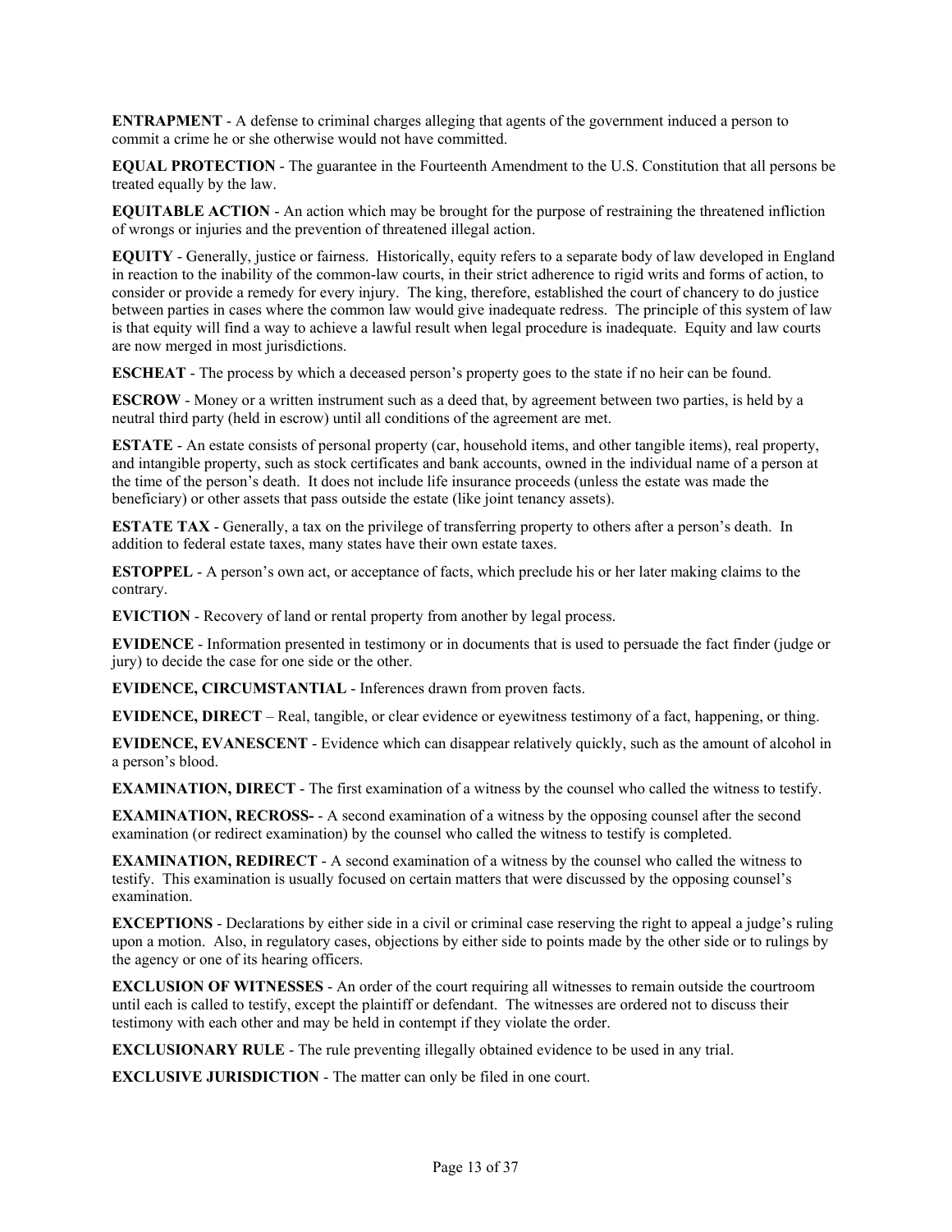**ENTRAPMENT** - A defense to criminal charges alleging that agents of the government induced a person to commit a crime he or she otherwise would not have committed.

**EQUAL PROTECTION** - The guarantee in the Fourteenth Amendment to the U.S. Constitution that all persons be treated equally by the law.

**EQUITABLE ACTION** - An action which may be brought for the purpose of restraining the threatened infliction of wrongs or injuries and the prevention of threatened illegal action.

**EQUITY** - Generally, justice or fairness. Historically, equity refers to a separate body of law developed in England in reaction to the inability of the common-law courts, in their strict adherence to rigid writs and forms of action, to consider or provide a remedy for every injury. The king, therefore, established the court of chancery to do justice between parties in cases where the common law would give inadequate redress. The principle of this system of law is that equity will find a way to achieve a lawful result when legal procedure is inadequate. Equity and law courts are now merged in most jurisdictions.

**ESCHEAT** - The process by which a deceased person's property goes to the state if no heir can be found.

**ESCROW** - Money or a written instrument such as a deed that, by agreement between two parties, is held by a neutral third party (held in escrow) until all conditions of the agreement are met.

**ESTATE** - An estate consists of personal property (car, household items, and other tangible items), real property, and intangible property, such as stock certificates and bank accounts, owned in the individual name of a person at the time of the person's death. It does not include life insurance proceeds (unless the estate was made the beneficiary) or other assets that pass outside the estate (like joint tenancy assets).

**ESTATE TAX** - Generally, a tax on the privilege of transferring property to others after a person's death. In addition to federal estate taxes, many states have their own estate taxes.

**ESTOPPEL** - A person's own act, or acceptance of facts, which preclude his or her later making claims to the contrary.

**EVICTION** - Recovery of land or rental property from another by legal process.

**EVIDENCE** - Information presented in testimony or in documents that is used to persuade the fact finder (judge or jury) to decide the case for one side or the other.

**EVIDENCE, CIRCUMSTANTIAL** - Inferences drawn from proven facts.

**EVIDENCE, DIRECT** – Real, tangible, or clear evidence or eyewitness testimony of a fact, happening, or thing.

**EVIDENCE, EVANESCENT** - Evidence which can disappear relatively quickly, such as the amount of alcohol in a person's blood.

**EXAMINATION, DIRECT** - The first examination of a witness by the counsel who called the witness to testify.

**EXAMINATION, RECROSS-** - A second examination of a witness by the opposing counsel after the second examination (or redirect examination) by the counsel who called the witness to testify is completed.

**EXAMINATION, REDIRECT** - A second examination of a witness by the counsel who called the witness to testify. This examination is usually focused on certain matters that were discussed by the opposing counsel's examination.

**EXCEPTIONS** - Declarations by either side in a civil or criminal case reserving the right to appeal a judge's ruling upon a motion. Also, in regulatory cases, objections by either side to points made by the other side or to rulings by the agency or one of its hearing officers.

**EXCLUSION OF WITNESSES** - An order of the court requiring all witnesses to remain outside the courtroom until each is called to testify, except the plaintiff or defendant. The witnesses are ordered not to discuss their testimony with each other and may be held in contempt if they violate the order.

**EXCLUSIONARY RULE** - The rule preventing illegally obtained evidence to be used in any trial.

**EXCLUSIVE JURISDICTION** - The matter can only be filed in one court.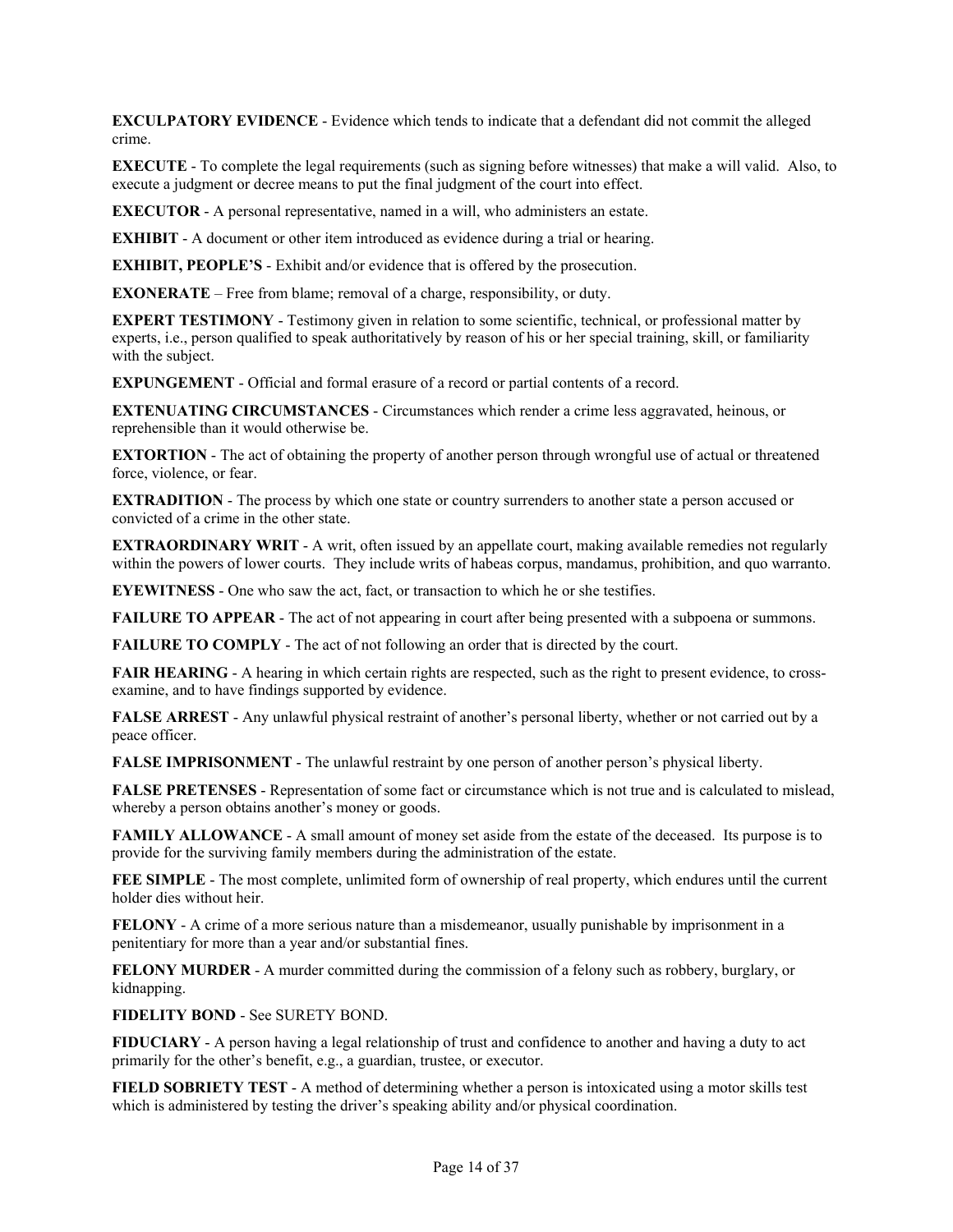**EXCULPATORY EVIDENCE** - Evidence which tends to indicate that a defendant did not commit the alleged crime.

**EXECUTE** - To complete the legal requirements (such as signing before witnesses) that make a will valid. Also, to execute a judgment or decree means to put the final judgment of the court into effect.

**EXECUTOR** - A personal representative, named in a will, who administers an estate.

**EXHIBIT** - A document or other item introduced as evidence during a trial or hearing.

**EXHIBIT, PEOPLE'S** - Exhibit and/or evidence that is offered by the prosecution.

**EXONERATE** – Free from blame; removal of a charge, responsibility, or duty.

**EXPERT TESTIMONY** - Testimony given in relation to some scientific, technical, or professional matter by experts, i.e., person qualified to speak authoritatively by reason of his or her special training, skill, or familiarity with the subject.

**EXPUNGEMENT** - Official and formal erasure of a record or partial contents of a record.

**EXTENUATING CIRCUMSTANCES** - Circumstances which render a crime less aggravated, heinous, or reprehensible than it would otherwise be.

**EXTORTION** - The act of obtaining the property of another person through wrongful use of actual or threatened force, violence, or fear.

**EXTRADITION** - The process by which one state or country surrenders to another state a person accused or convicted of a crime in the other state.

**EXTRAORDINARY WRIT** - A writ, often issued by an appellate court, making available remedies not regularly within the powers of lower courts. They include writs of habeas corpus, mandamus, prohibition, and quo warranto.

**EYEWITNESS** - One who saw the act, fact, or transaction to which he or she testifies.

**FAILURE TO APPEAR** - The act of not appearing in court after being presented with a subpoena or summons.

**FAILURE TO COMPLY** - The act of not following an order that is directed by the court.

**FAIR HEARING** - A hearing in which certain rights are respected, such as the right to present evidence, to cross-examine, and to have findings supported by evidence.

**FALSE ARREST** - Any unlawful physical restraint of another's personal liberty, whether or not carried out by a peace officer.

**FALSE IMPRISONMENT** - The unlawful restraint by one person of another person's physical liberty.

**FALSE PRETENSES** - Representation of some fact or circumstance which is not true and is calculated to mislead, whereby a person obtains another's money or goods.

**FAMILY ALLOWANCE** - A small amount of money set aside from the estate of the deceased. Its purpose is to provide for the surviving family members during the administration of the estate.

**FEE SIMPLE** - The most complete, unlimited form of ownership of real property, which endures until the current holder dies without heir.

**FELONY** - A crime of a more serious nature than a misdemeanor, usually punishable by imprisonment in a penitentiary for more than a year and/or substantial fines.

**FELONY MURDER** - A murder committed during the commission of a felony such as robbery, burglary, or kidnapping.

**FIDELITY BOND** - See SURETY BOND.

**FIDUCIARY** - A person having a legal relationship of trust and confidence to another and having a duty to act primarily for the other's benefit, e.g., a guardian, trustee, or executor.

**FIELD SOBRIETY TEST** - A method of determining whether a person is intoxicated using a motor skills test which is administered by testing the driver's speaking ability and/or physical coordination.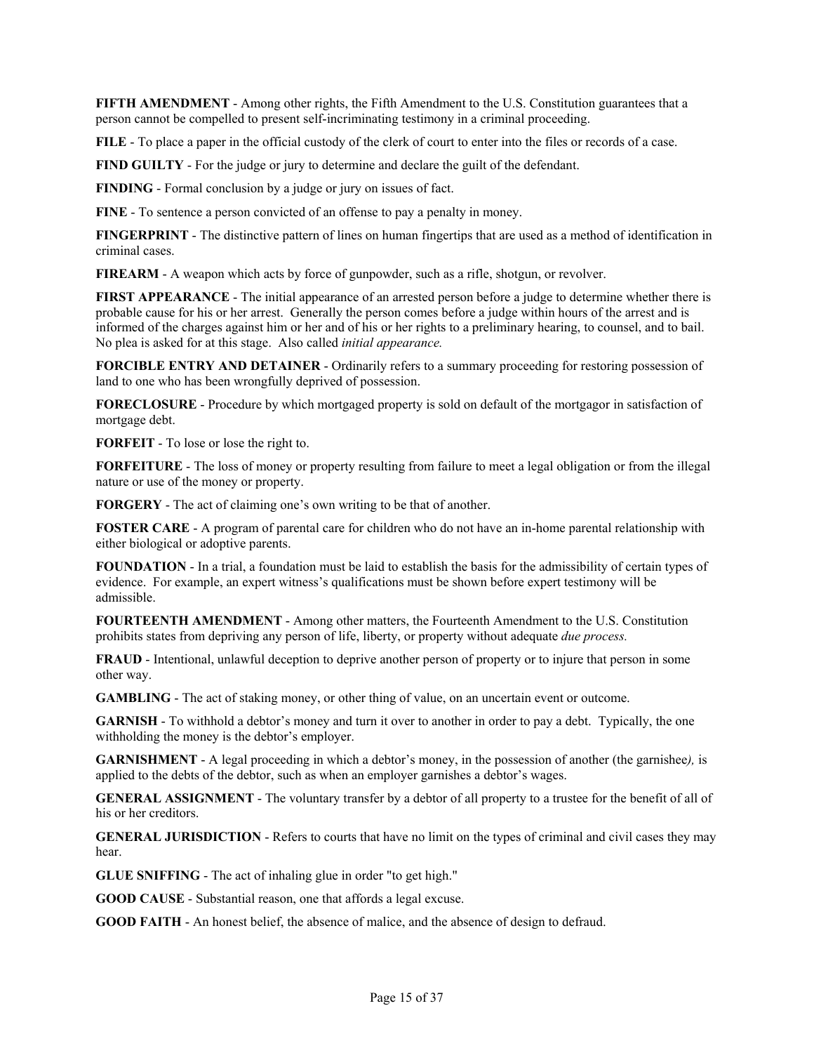**FIFTH AMENDMENT** - Among other rights, the Fifth Amendment to the U.S. Constitution guarantees that a person cannot be compelled to present self-incriminating testimony in a criminal proceeding.

**FILE** - To place a paper in the official custody of the clerk of court to enter into the files or records of a case.

**FIND GUILTY** - For the judge or jury to determine and declare the guilt of the defendant.

**FINDING** - Formal conclusion by a judge or jury on issues of fact.

**FINE** - To sentence a person convicted of an offense to pay a penalty in money.

**FINGERPRINT** - The distinctive pattern of lines on human fingertips that are used as a method of identification in criminal cases.

**FIREARM** - A weapon which acts by force of gunpowder, such as a rifle, shotgun, or revolver.

**FIRST APPEARANCE** - The initial appearance of an arrested person before a judge to determine whether there is probable cause for his or her arrest. Generally the person comes before a judge within hours of the arrest and is informed of the charges against him or her and of his or her rights to a preliminary hearing, to counsel, and to bail. No plea is asked for at this stage. Also called *initial appearance.*

**FORCIBLE ENTRY AND DETAINER** - Ordinarily refers to a summary proceeding for restoring possession of land to one who has been wrongfully deprived of possession.

**FORECLOSURE** - Procedure by which mortgaged property is sold on default of the mortgagor in satisfaction of mortgage debt.

**FORFEIT** - To lose or lose the right to.

**FORFEITURE** - The loss of money or property resulting from failure to meet a legal obligation or from the illegal nature or use of the money or property.

**FORGERY** - The act of claiming one's own writing to be that of another.

**FOSTER CARE** - A program of parental care for children who do not have an in-home parental relationship with either biological or adoptive parents.

**FOUNDATION** - In a trial, a foundation must be laid to establish the basis for the admissibility of certain types of evidence. For example, an expert witness's qualifications must be shown before expert testimony will be admissible.

**FOURTEENTH AMENDMENT** - Among other matters, the Fourteenth Amendment to the U.S. Constitution prohibits states from depriving any person of life, liberty, or property without adequate *due process.*

**FRAUD** - Intentional, unlawful deception to deprive another person of property or to injure that person in some other way.

**GAMBLING** - The act of staking money, or other thing of value, on an uncertain event or outcome.

**GARNISH** - To withhold a debtor's money and turn it over to another in order to pay a debt. Typically, the one withholding the money is the debtor's employer.

**GARNISHMENT** - A legal proceeding in which a debtor's money, in the possession of another (the garnishee*),* is applied to the debts of the debtor, such as when an employer garnishes a debtor's wages.

**GENERAL ASSIGNMENT** - The voluntary transfer by a debtor of all property to a trustee for the benefit of all of his or her creditors.

**GENERAL JURISDICTION** - Refers to courts that have no limit on the types of criminal and civil cases they may hear.

**GLUE SNIFFING** - The act of inhaling glue in order "to get high."

**GOOD CAUSE** - Substantial reason, one that affords a legal excuse.

**GOOD FAITH** - An honest belief, the absence of malice, and the absence of design to defraud.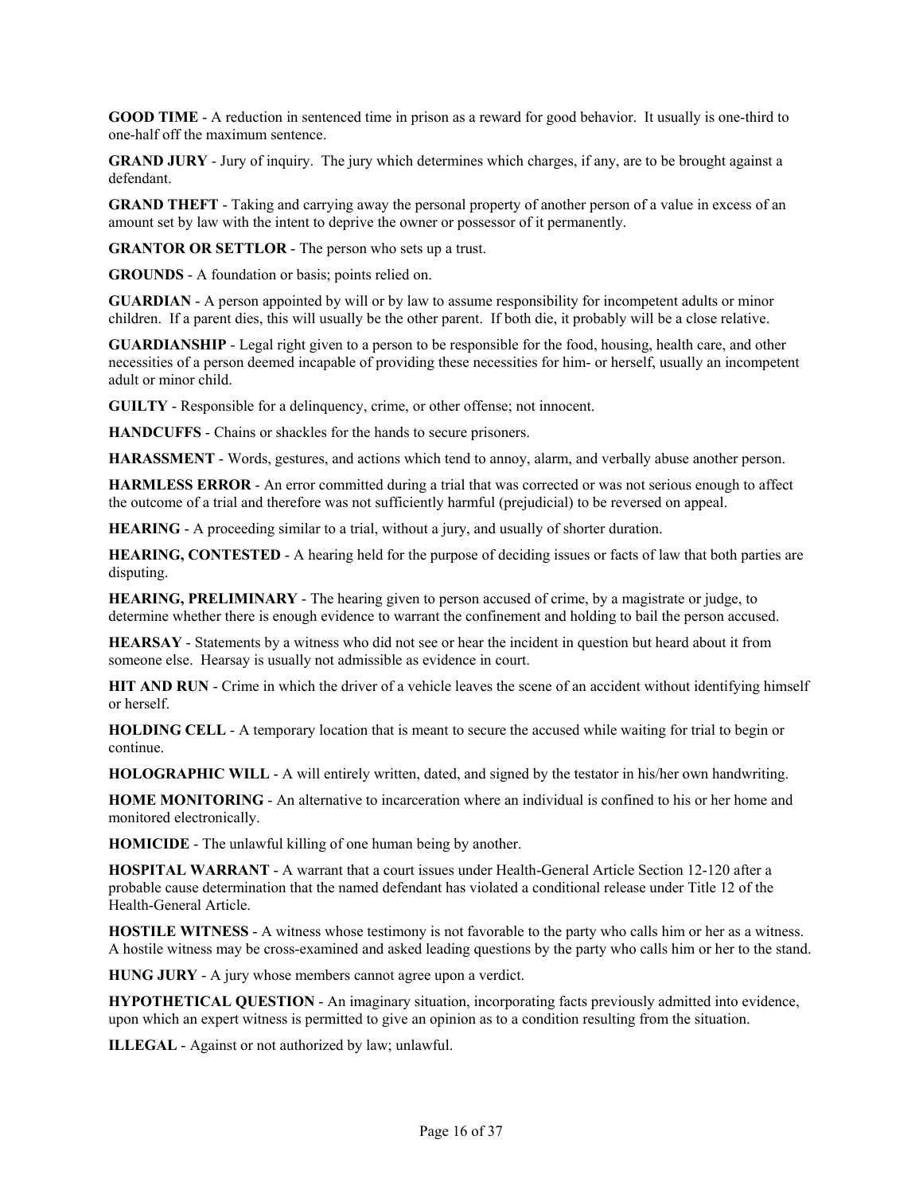**GOOD TIME** - A reduction in sentenced time in prison as a reward for good behavior. It usually is one-third to one-half off the maximum sentence.

**GRAND JURY** - Jury of inquiry. The jury which determines which charges, if any, are to be brought against a defendant.

**GRAND THEFT** - Taking and carrying away the personal property of another person of a value in excess of an amount set by law with the intent to deprive the owner or possessor of it permanently.

**GRANTOR OR SETTLOR** - The person who sets up a trust.

**GROUNDS** - A foundation or basis; points relied on.

**GUARDIAN** - A person appointed by will or by law to assume responsibility for incompetent adults or minor children. If a parent dies, this will usually be the other parent. If both die, it probably will be a close relative.

**GUARDIANSHIP** - Legal right given to a person to be responsible for the food, housing, health care, and other necessities of a person deemed incapable of providing these necessities for him- or herself, usually an incompetent adult or minor child.

**GUILTY** - Responsible for a delinquency, crime, or other offense; not innocent.

**HANDCUFFS** - Chains or shackles for the hands to secure prisoners.

**HARASSMENT** - Words, gestures, and actions which tend to annoy, alarm, and verbally abuse another person.

**HARMLESS ERROR** - An error committed during a trial that was corrected or was not serious enough to affect the outcome of a trial and therefore was not sufficiently harmful (prejudicial) to be reversed on appeal.

**HEARING** - A proceeding similar to a trial, without a jury, and usually of shorter duration.

**HEARING, CONTESTED** - A hearing held for the purpose of deciding issues or facts of law that both parties are disputing.

**HEARING, PRELIMINARY** - The hearing given to person accused of crime, by a magistrate or judge, to determine whether there is enough evidence to warrant the confinement and holding to bail the person accused.

**HEARSAY** - Statements by a witness who did not see or hear the incident in question but heard about it from someone else. Hearsay is usually not admissible as evidence in court.

**HIT AND RUN** - Crime in which the driver of a vehicle leaves the scene of an accident without identifying himself or herself.

**HOLDING CELL** - A temporary location that is meant to secure the accused while waiting for trial to begin or continue.

**HOLOGRAPHIC WILL** - A will entirely written, dated, and signed by the testator in his/her own handwriting.

**HOME MONITORING** - An alternative to incarceration where an individual is confined to his or her home and monitored electronically.

**HOMICIDE** - The unlawful killing of one human being by another.

**HOSPITAL WARRANT** - A warrant that a court issues under Health-General Article Section 12-120 after a probable cause determination that the named defendant has violated a conditional release under Title 12 of the Health-General Article.

**HOSTILE WITNESS** - A witness whose testimony is not favorable to the party who calls him or her as a witness. A hostile witness may be cross-examined and asked leading questions by the party who calls him or her to the stand.

**HUNG JURY** - A jury whose members cannot agree upon a verdict.

**HYPOTHETICAL QUESTION** - An imaginary situation, incorporating facts previously admitted into evidence, upon which an expert witness is permitted to give an opinion as to a condition resulting from the situation.

**ILLEGAL** - Against or not authorized by law; unlawful.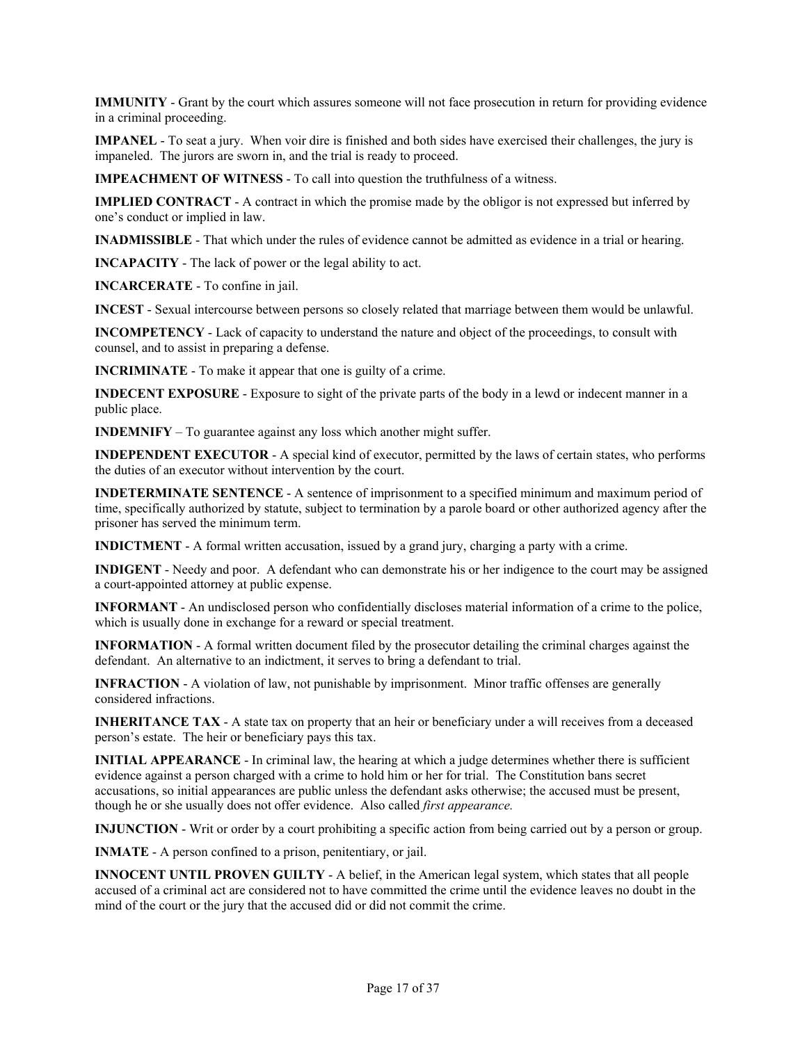**IMMUNITY** - Grant by the court which assures someone will not face prosecution in return for providing evidence in a criminal proceeding.

**IMPANEL** - To seat a jury. When voir dire is finished and both sides have exercised their challenges, the jury is impaneled. The jurors are sworn in, and the trial is ready to proceed.

**IMPEACHMENT OF WITNESS** - To call into question the truthfulness of a witness.

**IMPLIED CONTRACT** - A contract in which the promise made by the obligor is not expressed but inferred by one's conduct or implied in law.

**INADMISSIBLE** - That which under the rules of evidence cannot be admitted as evidence in a trial or hearing.

**INCAPACITY** - The lack of power or the legal ability to act.

**INCARCERATE** - To confine in jail.

**INCEST** - Sexual intercourse between persons so closely related that marriage between them would be unlawful.

**INCOMPETENCY** - Lack of capacity to understand the nature and object of the proceedings, to consult with counsel, and to assist in preparing a defense.

**INCRIMINATE** - To make it appear that one is guilty of a crime.

**INDECENT EXPOSURE** - Exposure to sight of the private parts of the body in a lewd or indecent manner in a public place.

**INDEMNIFY** – To guarantee against any loss which another might suffer.

**INDEPENDENT EXECUTOR** - A special kind of executor, permitted by the laws of certain states, who performs the duties of an executor without intervention by the court.

**INDETERMINATE SENTENCE** - A sentence of imprisonment to a specified minimum and maximum period of time, specifically authorized by statute, subject to termination by a parole board or other authorized agency after the prisoner has served the minimum term.

**INDICTMENT** - A formal written accusation, issued by a grand jury, charging a party with a crime.

**INDIGENT** - Needy and poor. A defendant who can demonstrate his or her indigence to the court may be assigned a court-appointed attorney at public expense.

**INFORMANT** - An undisclosed person who confidentially discloses material information of a crime to the police, which is usually done in exchange for a reward or special treatment.

**INFORMATION** - A formal written document filed by the prosecutor detailing the criminal charges against the defendant. An alternative to an indictment, it serves to bring a defendant to trial.

**INFRACTION** - A violation of law, not punishable by imprisonment. Minor traffic offenses are generally considered infractions.

**INHERITANCE TAX** - A state tax on property that an heir or beneficiary under a will receives from a deceased person's estate. The heir or beneficiary pays this tax.

**INITIAL APPEARANCE** - In criminal law, the hearing at which a judge determines whether there is sufficient evidence against a person charged with a crime to hold him or her for trial. The Constitution bans secret accusations, so initial appearances are public unless the defendant asks otherwise; the accused must be present, though he or she usually does not offer evidence. Also called *first appearance.*

**INJUNCTION** - Writ or order by a court prohibiting a specific action from being carried out by a person or group.

**INMATE** - A person confined to a prison, penitentiary, or jail.

**INNOCENT UNTIL PROVEN GUILTY** - A belief, in the American legal system, which states that all people accused of a criminal act are considered not to have committed the crime until the evidence leaves no doubt in the mind of the court or the jury that the accused did or did not commit the crime.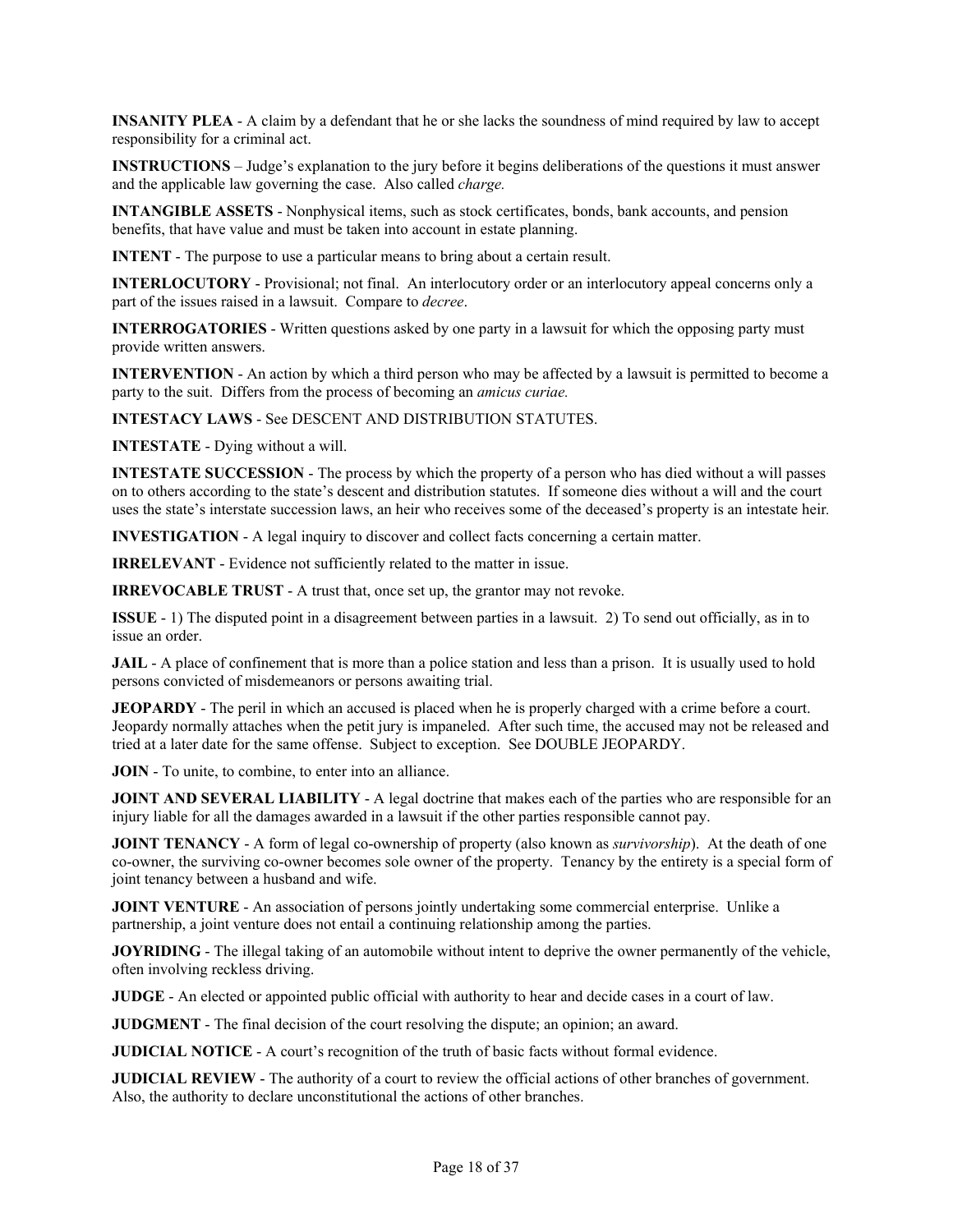**INSANITY PLEA** - A claim by a defendant that he or she lacks the soundness of mind required by law to accept responsibility for a criminal act.

**INSTRUCTIONS** – Judge's explanation to the jury before it begins deliberations of the questions it must answer and the applicable law governing the case. Also called *charge.*

**INTANGIBLE ASSETS** - Nonphysical items, such as stock certificates, bonds, bank accounts, and pension benefits, that have value and must be taken into account in estate planning.

**INTENT** - The purpose to use a particular means to bring about a certain result.

**INTERLOCUTORY** - Provisional; not final. An interlocutory order or an interlocutory appeal concerns only a part of the issues raised in a lawsuit. Compare to *decree*.

**INTERROGATORIES** - Written questions asked by one party in a lawsuit for which the opposing party must provide written answers.

**INTERVENTION** - An action by which a third person who may be affected by a lawsuit is permitted to become a party to the suit. Differs from the process of becoming an *amicus curiae.*

**INTESTACY LAWS** - See DESCENT AND DISTRIBUTION STATUTES.

**INTESTATE** - Dying without a will.

**INTESTATE SUCCESSION** - The process by which the property of a person who has died without a will passes on to others according to the state's descent and distribution statutes. If someone dies without a will and the court uses the state's interstate succession laws, an heir who receives some of the deceased's property is an intestate heir.

**INVESTIGATION** - A legal inquiry to discover and collect facts concerning a certain matter.

**IRRELEVANT** - Evidence not sufficiently related to the matter in issue.

**IRREVOCABLE TRUST** - A trust that, once set up, the grantor may not revoke.

**ISSUE** - 1) The disputed point in a disagreement between parties in a lawsuit. 2) To send out officially, as in to issue an order.

**JAIL** - A place of confinement that is more than a police station and less than a prison. It is usually used to hold persons convicted of misdemeanors or persons awaiting trial.

**JEOPARDY** - The peril in which an accused is placed when he is properly charged with a crime before a court. Jeopardy normally attaches when the petit jury is impaneled. After such time, the accused may not be released and tried at a later date for the same offense. Subject to exception. See DOUBLE JEOPARDY.

**JOIN** - To unite, to combine, to enter into an alliance.

**JOINT AND SEVERAL LIABILITY** - A legal doctrine that makes each of the parties who are responsible for an injury liable for all the damages awarded in a lawsuit if the other parties responsible cannot pay.

**JOINT TENANCY** - A form of legal co-ownership of property (also known as *survivorship*). At the death of one co-owner, the surviving co-owner becomes sole owner of the property. Tenancy by the entirety is a special form of joint tenancy between a husband and wife.

**JOINT VENTURE** - An association of persons jointly undertaking some commercial enterprise. Unlike a partnership, a joint venture does not entail a continuing relationship among the parties.

**JOYRIDING** - The illegal taking of an automobile without intent to deprive the owner permanently of the vehicle, often involving reckless driving.

**JUDGE** - An elected or appointed public official with authority to hear and decide cases in a court of law.

**JUDGMENT** - The final decision of the court resolving the dispute; an opinion; an award.

**JUDICIAL NOTICE** - A court's recognition of the truth of basic facts without formal evidence.

**JUDICIAL REVIEW** - The authority of a court to review the official actions of other branches of government. Also, the authority to declare unconstitutional the actions of other branches.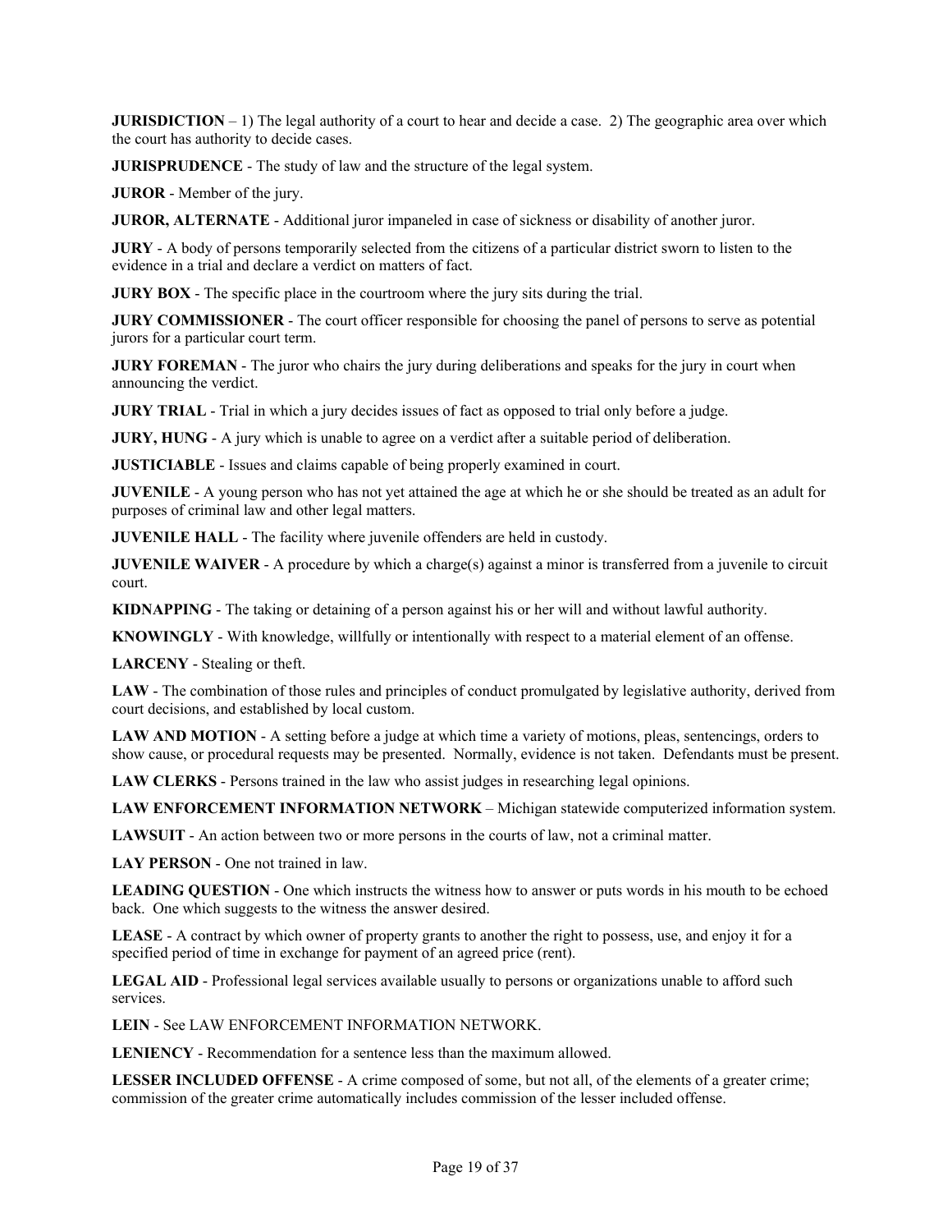**JURISDICTION** – 1) The legal authority of a court to hear and decide a case. 2) The geographic area over which the court has authority to decide cases.

**JURISPRUDENCE** - The study of law and the structure of the legal system.

**JUROR** - Member of the jury.

**JUROR, ALTERNATE** - Additional juror impaneled in case of sickness or disability of another juror.

**JURY** - A body of persons temporarily selected from the citizens of a particular district sworn to listen to the evidence in a trial and declare a verdict on matters of fact.

**JURY BOX** - The specific place in the courtroom where the jury sits during the trial.

**JURY COMMISSIONER** - The court officer responsible for choosing the panel of persons to serve as potential jurors for a particular court term.

**JURY FOREMAN** - The juror who chairs the jury during deliberations and speaks for the jury in court when announcing the verdict.

**JURY TRIAL** - Trial in which a jury decides issues of fact as opposed to trial only before a judge.

**JURY, HUNG** - A jury which is unable to agree on a verdict after a suitable period of deliberation.

**JUSTICIABLE** - Issues and claims capable of being properly examined in court.

**JUVENILE** - A young person who has not yet attained the age at which he or she should be treated as an adult for purposes of criminal law and other legal matters.

**JUVENILE HALL** - The facility where juvenile offenders are held in custody.

**JUVENILE WAIVER** - A procedure by which a charge(s) against a minor is transferred from a juvenile to circuit court.

**KIDNAPPING** - The taking or detaining of a person against his or her will and without lawful authority.

**KNOWINGLY** - With knowledge, willfully or intentionally with respect to a material element of an offense.

**LARCENY** - Stealing or theft.

**LAW** - The combination of those rules and principles of conduct promulgated by legislative authority, derived from court decisions, and established by local custom.

**LAW AND MOTION** - A setting before a judge at which time a variety of motions, pleas, sentencings, orders to show cause, or procedural requests may be presented. Normally, evidence is not taken. Defendants must be present.

**LAW CLERKS** - Persons trained in the law who assist judges in researching legal opinions.

**LAW ENFORCEMENT INFORMATION NETWORK** – Michigan statewide computerized information system.

**LAWSUIT** - An action between two or more persons in the courts of law, not a criminal matter.

**LAY PERSON** - One not trained in law.

**LEADING QUESTION** - One which instructs the witness how to answer or puts words in his mouth to be echoed back. One which suggests to the witness the answer desired.

**LEASE** - A contract by which owner of property grants to another the right to possess, use, and enjoy it for a specified period of time in exchange for payment of an agreed price (rent).

**LEGAL AID** - Professional legal services available usually to persons or organizations unable to afford such services.

**LEIN** - See LAW ENFORCEMENT INFORMATION NETWORK.

**LENIENCY** - Recommendation for a sentence less than the maximum allowed.

**LESSER INCLUDED OFFENSE** - A crime composed of some, but not all, of the elements of a greater crime; commission of the greater crime automatically includes commission of the lesser included offense.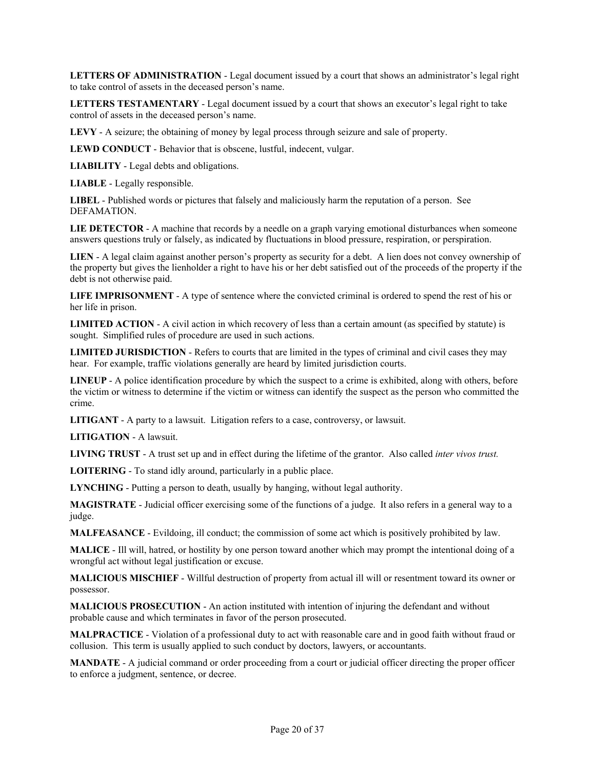**LETTERS OF ADMINISTRATION** - Legal document issued by a court that shows an administrator's legal right to take control of assets in the deceased person's name.

**LETTERS TESTAMENTARY** - Legal document issued by a court that shows an executor's legal right to take control of assets in the deceased person's name.

**LEVY** - A seizure; the obtaining of money by legal process through seizure and sale of property.

**LEWD CONDUCT** - Behavior that is obscene, lustful, indecent, vulgar.

**LIABILITY** - Legal debts and obligations.

**LIABLE** - Legally responsible.

**LIBEL** - Published words or pictures that falsely and maliciously harm the reputation of a person. See DEFAMATION.

**LIE DETECTOR** - A machine that records by a needle on a graph varying emotional disturbances when someone answers questions truly or falsely, as indicated by fluctuations in blood pressure, respiration, or perspiration.

**LIEN** - A legal claim against another person's property as security for a debt. A lien does not convey ownership of the property but gives the lienholder a right to have his or her debt satisfied out of the proceeds of the property if the debt is not otherwise paid.

**LIFE IMPRISONMENT** - A type of sentence where the convicted criminal is ordered to spend the rest of his or her life in prison.

**LIMITED ACTION** - A civil action in which recovery of less than a certain amount (as specified by statute) is sought. Simplified rules of procedure are used in such actions.

**LIMITED JURISDICTION** - Refers to courts that are limited in the types of criminal and civil cases they may hear. For example, traffic violations generally are heard by limited jurisdiction courts.

**LINEUP** - A police identification procedure by which the suspect to a crime is exhibited, along with others, before the victim or witness to determine if the victim or witness can identify the suspect as the person who committed the crime.

**LITIGANT** - A party to a lawsuit. Litigation refers to a case, controversy, or lawsuit.

**LITIGATION** - A lawsuit.

**LIVING TRUST** - A trust set up and in effect during the lifetime of the grantor. Also called *inter vivos trust.*

**LOITERING** - To stand idly around, particularly in a public place.

**LYNCHING** - Putting a person to death, usually by hanging, without legal authority.

**MAGISTRATE** - Judicial officer exercising some of the functions of a judge. It also refers in a general way to a judge.

**MALFEASANCE** - Evildoing, ill conduct; the commission of some act which is positively prohibited by law.

**MALICE** - Ill will, hatred, or hostility by one person toward another which may prompt the intentional doing of a wrongful act without legal justification or excuse.

**MALICIOUS MISCHIEF** - Willful destruction of property from actual ill will or resentment toward its owner or possessor.

**MALICIOUS PROSECUTION** - An action instituted with intention of injuring the defendant and without probable cause and which terminates in favor of the person prosecuted.

**MALPRACTICE** - Violation of a professional duty to act with reasonable care and in good faith without fraud or collusion. This term is usually applied to such conduct by doctors, lawyers, or accountants.

**MANDATE** - A judicial command or order proceeding from a court or judicial officer directing the proper officer to enforce a judgment, sentence, or decree.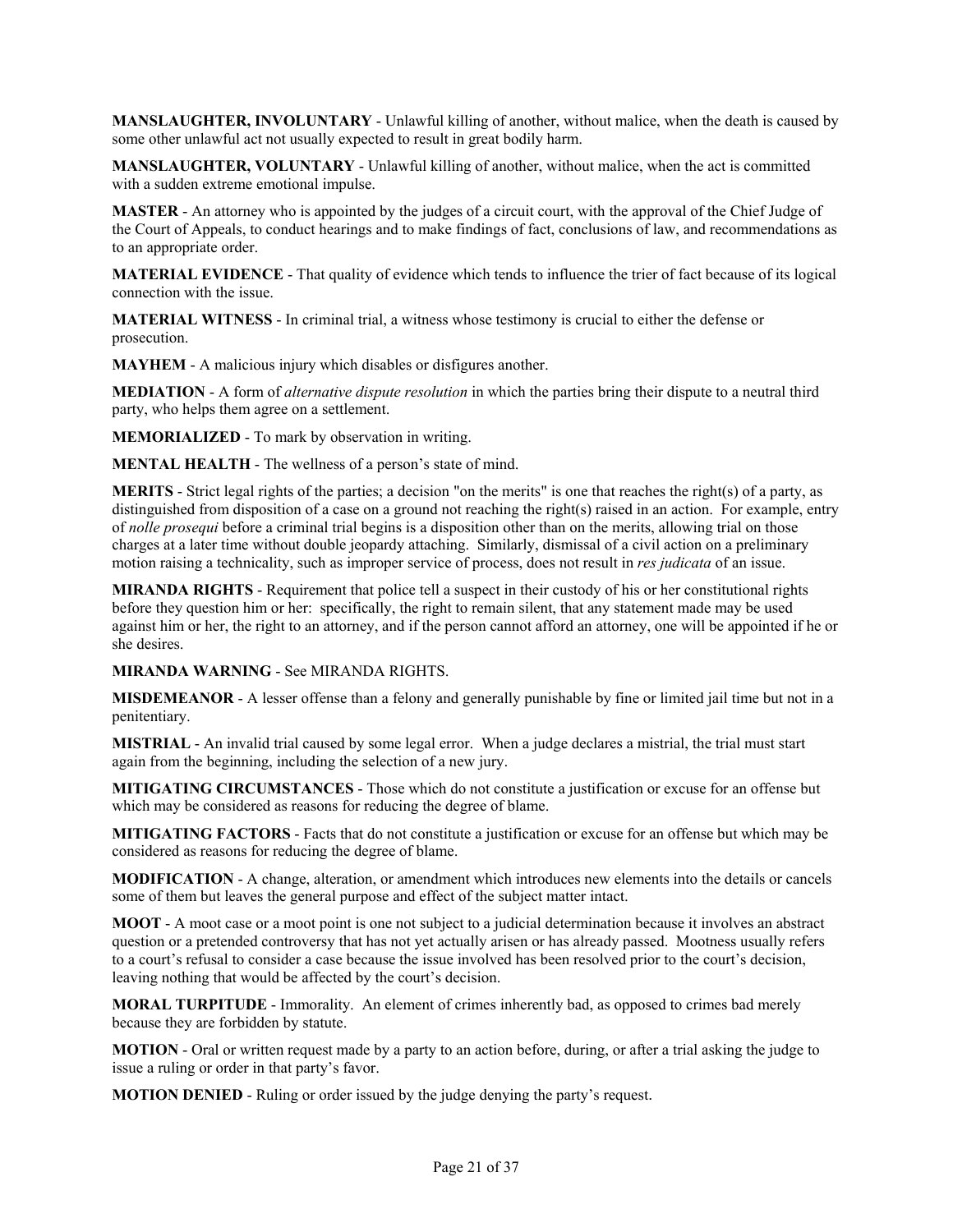**MANSLAUGHTER, INVOLUNTARY** - Unlawful killing of another, without malice, when the death is caused by some other unlawful act not usually expected to result in great bodily harm.

**MANSLAUGHTER, VOLUNTARY** - Unlawful killing of another, without malice, when the act is committed with a sudden extreme emotional impulse.

**MASTER** - An attorney who is appointed by the judges of a circuit court, with the approval of the Chief Judge of the Court of Appeals, to conduct hearings and to make findings of fact, conclusions of law, and recommendations as to an appropriate order.

**MATERIAL EVIDENCE** - That quality of evidence which tends to influence the trier of fact because of its logical connection with the issue.

**MATERIAL WITNESS** - In criminal trial, a witness whose testimony is crucial to either the defense or prosecution.

**MAYHEM** - A malicious injury which disables or disfigures another.

**MEDIATION** - A form of *alternative dispute resolution* in which the parties bring their dispute to a neutral third party, who helps them agree on a settlement.

**MEMORIALIZED** - To mark by observation in writing.

**MENTAL HEALTH** - The wellness of a person's state of mind.

**MERITS** - Strict legal rights of the parties; a decision "on the merits" is one that reaches the right(s) of a party, as distinguished from disposition of a case on a ground not reaching the right(s) raised in an action. For example, entry of *nolle prosequi* before a criminal trial begins is a disposition other than on the merits, allowing trial on those charges at a later time without double jeopardy attaching. Similarly, dismissal of a civil action on a preliminary motion raising a technicality, such as improper service of process, does not result in *res judicata* of an issue.

**MIRANDA RIGHTS** - Requirement that police tell a suspect in their custody of his or her constitutional rights before they question him or her: specifically, the right to remain silent, that any statement made may be used against him or her, the right to an attorney, and if the person cannot afford an attorney, one will be appointed if he or she desires.

**MIRANDA WARNING** - See MIRANDA RIGHTS.

**MISDEMEANOR** - A lesser offense than a felony and generally punishable by fine or limited jail time but not in a penitentiary.

**MISTRIAL** - An invalid trial caused by some legal error. When a judge declares a mistrial, the trial must start again from the beginning, including the selection of a new jury.

**MITIGATING CIRCUMSTANCES** - Those which do not constitute a justification or excuse for an offense but which may be considered as reasons for reducing the degree of blame.

**MITIGATING FACTORS** - Facts that do not constitute a justification or excuse for an offense but which may be considered as reasons for reducing the degree of blame.

**MODIFICATION** - A change, alteration, or amendment which introduces new elements into the details or cancels some of them but leaves the general purpose and effect of the subject matter intact.

**MOOT** - A moot case or a moot point is one not subject to a judicial determination because it involves an abstract question or a pretended controversy that has not yet actually arisen or has already passed. Mootness usually refers to a court's refusal to consider a case because the issue involved has been resolved prior to the court's decision, leaving nothing that would be affected by the court's decision.

**MORAL TURPITUDE** - Immorality. An element of crimes inherently bad, as opposed to crimes bad merely because they are forbidden by statute.

**MOTION** - Oral or written request made by a party to an action before, during, or after a trial asking the judge to issue a ruling or order in that party's favor.

**MOTION DENIED** - Ruling or order issued by the judge denying the party's request.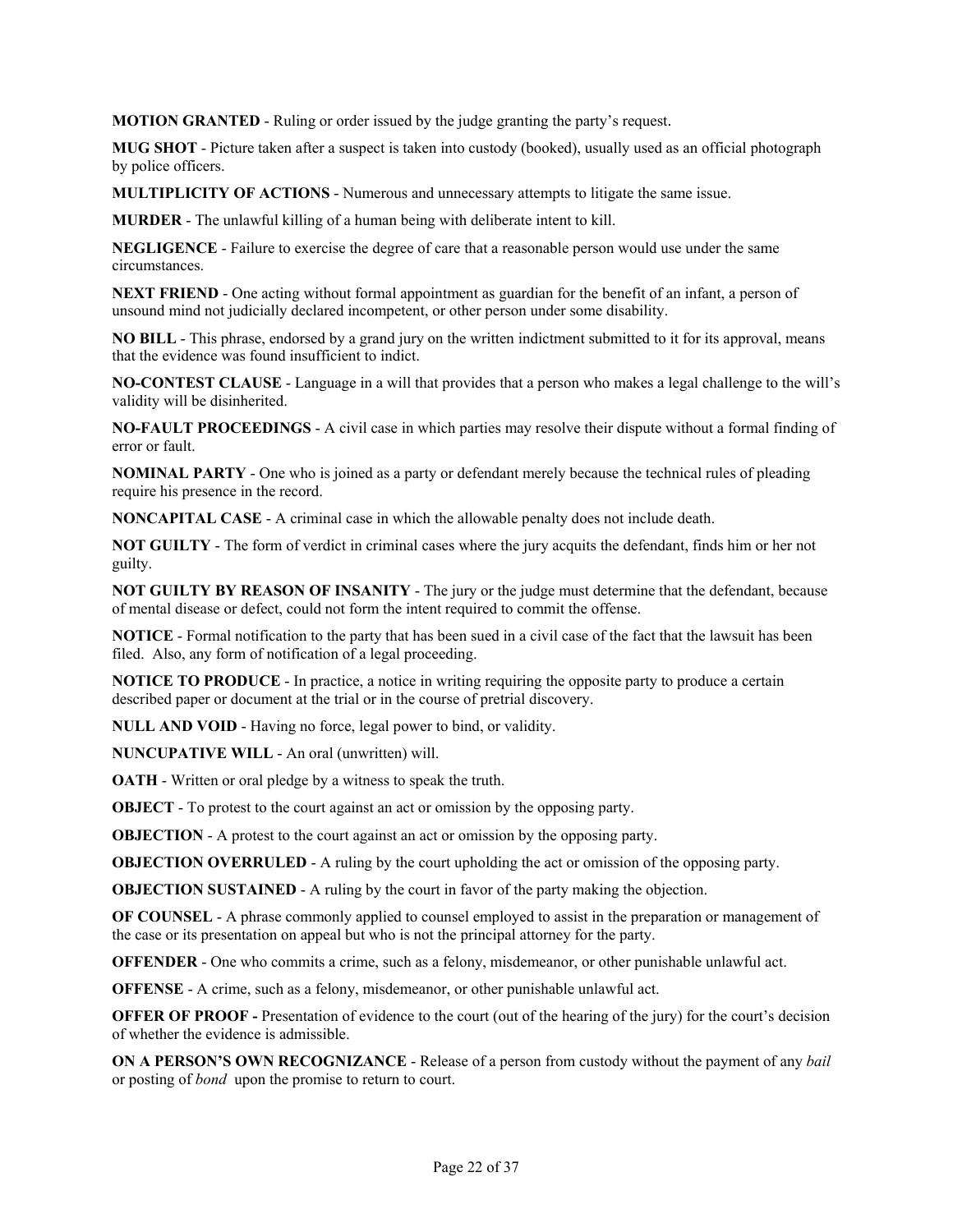**MOTION GRANTED** - Ruling or order issued by the judge granting the party's request.

**MUG SHOT** - Picture taken after a suspect is taken into custody (booked), usually used as an official photograph by police officers.

**MULTIPLICITY OF ACTIONS** - Numerous and unnecessary attempts to litigate the same issue.

**MURDER** - The unlawful killing of a human being with deliberate intent to kill.

**NEGLIGENCE** - Failure to exercise the degree of care that a reasonable person would use under the same circumstances.

**NEXT FRIEND** - One acting without formal appointment as guardian for the benefit of an infant, a person of unsound mind not judicially declared incompetent, or other person under some disability.

**NO BILL** - This phrase, endorsed by a grand jury on the written indictment submitted to it for its approval, means that the evidence was found insufficient to indict.

**NO-CONTEST CLAUSE** - Language in a will that provides that a person who makes a legal challenge to the will's validity will be disinherited.

**NO-FAULT PROCEEDINGS** - A civil case in which parties may resolve their dispute without a formal finding of error or fault.

**NOMINAL PARTY** - One who is joined as a party or defendant merely because the technical rules of pleading require his presence in the record.

**NONCAPITAL CASE** - A criminal case in which the allowable penalty does not include death.

**NOT GUILTY** - The form of verdict in criminal cases where the jury acquits the defendant, finds him or her not guilty.

**NOT GUILTY BY REASON OF INSANITY** - The jury or the judge must determine that the defendant, because of mental disease or defect, could not form the intent required to commit the offense.

**NOTICE** - Formal notification to the party that has been sued in a civil case of the fact that the lawsuit has been filed. Also, any form of notification of a legal proceeding.

**NOTICE TO PRODUCE** - In practice, a notice in writing requiring the opposite party to produce a certain described paper or document at the trial or in the course of pretrial discovery.

**NULL AND VOID** - Having no force, legal power to bind, or validity.

**NUNCUPATIVE WILL** - An oral (unwritten) will.

**OATH** - Written or oral pledge by a witness to speak the truth.

**OBJECT** - To protest to the court against an act or omission by the opposing party.

**OBJECTION** - A protest to the court against an act or omission by the opposing party.

**OBJECTION OVERRULED** - A ruling by the court upholding the act or omission of the opposing party.

**OBJECTION SUSTAINED** - A ruling by the court in favor of the party making the objection.

**OF COUNSEL** - A phrase commonly applied to counsel employed to assist in the preparation or management of the case or its presentation on appeal but who is not the principal attorney for the party.

**OFFENDER** - One who commits a crime, such as a felony, misdemeanor, or other punishable unlawful act.

**OFFENSE** - A crime, such as a felony, misdemeanor, or other punishable unlawful act.

**OFFER OF PROOF -** Presentation of evidence to the court (out of the hearing of the jury) for the court's decision of whether the evidence is admissible.

**ON A PERSON'S OWN RECOGNIZANCE** - Release of a person from custody without the payment of any *bail* or posting of *bond* upon the promise to return to court.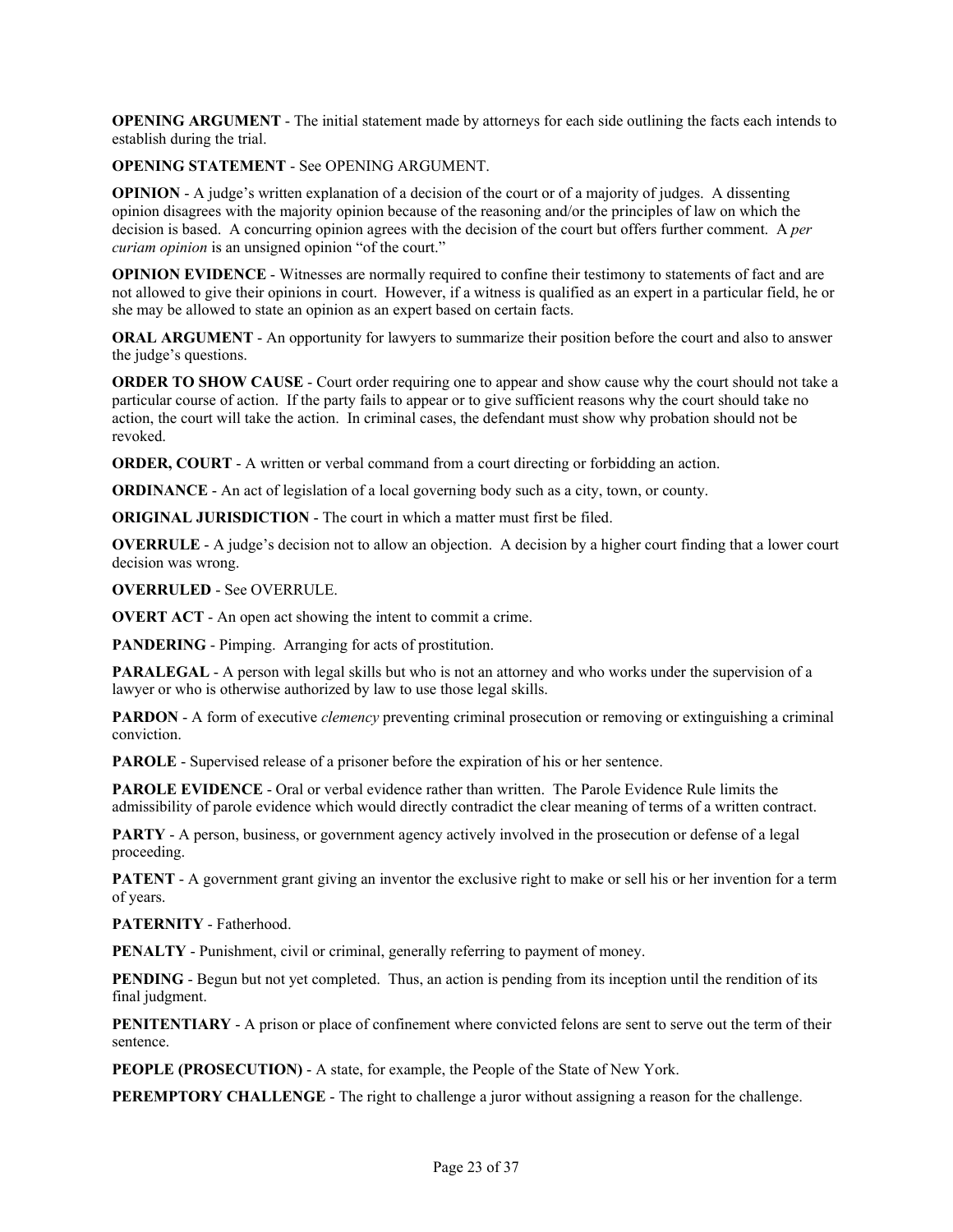**OPENING ARGUMENT** - The initial statement made by attorneys for each side outlining the facts each intends to establish during the trial.

**OPENING STATEMENT** - See OPENING ARGUMENT.

**OPINION** - A judge's written explanation of a decision of the court or of a majority of judges. A dissenting opinion disagrees with the majority opinion because of the reasoning and/or the principles of law on which the decision is based. A concurring opinion agrees with the decision of the court but offers further comment. A *per curiam opinion* is an unsigned opinion "of the court."

**OPINION EVIDENCE** - Witnesses are normally required to confine their testimony to statements of fact and are not allowed to give their opinions in court. However, if a witness is qualified as an expert in a particular field, he or she may be allowed to state an opinion as an expert based on certain facts.

**ORAL ARGUMENT** - An opportunity for lawyers to summarize their position before the court and also to answer the judge's questions.

**ORDER TO SHOW CAUSE** - Court order requiring one to appear and show cause why the court should not take a particular course of action. If the party fails to appear or to give sufficient reasons why the court should take no action, the court will take the action. In criminal cases, the defendant must show why probation should not be revoked.

**ORDER, COURT** - A written or verbal command from a court directing or forbidding an action.

**ORDINANCE** - An act of legislation of a local governing body such as a city, town, or county.

**ORIGINAL JURISDICTION** - The court in which a matter must first be filed.

**OVERRULE** - A judge's decision not to allow an objection. A decision by a higher court finding that a lower court decision was wrong.

**OVERRULED** - See OVERRULE.

**OVERT ACT** - An open act showing the intent to commit a crime.

**PANDERING** - Pimping. Arranging for acts of prostitution.

**PARALEGAL** - A person with legal skills but who is not an attorney and who works under the supervision of a lawyer or who is otherwise authorized by law to use those legal skills.

**PARDON** - A form of executive *clemency* preventing criminal prosecution or removing or extinguishing a criminal conviction.

**PAROLE** - Supervised release of a prisoner before the expiration of his or her sentence.

**PAROLE EVIDENCE** - Oral or verbal evidence rather than written. The Parole Evidence Rule limits the admissibility of parole evidence which would directly contradict the clear meaning of terms of a written contract.

**PARTY** - A person, business, or government agency actively involved in the prosecution or defense of a legal proceeding.

**PATENT** - A government grant giving an inventor the exclusive right to make or sell his or her invention for a term of years.

**PATERNITY** - Fatherhood.

**PENALTY** - Punishment, civil or criminal, generally referring to payment of money.

**PENDING** - Begun but not yet completed. Thus, an action is pending from its inception until the rendition of its final judgment.

**PENITENTIARY** - A prison or place of confinement where convicted felons are sent to serve out the term of their sentence.

**PEOPLE (PROSECUTION)** - A state, for example, the People of the State of New York.

**PEREMPTORY CHALLENGE** - The right to challenge a juror without assigning a reason for the challenge.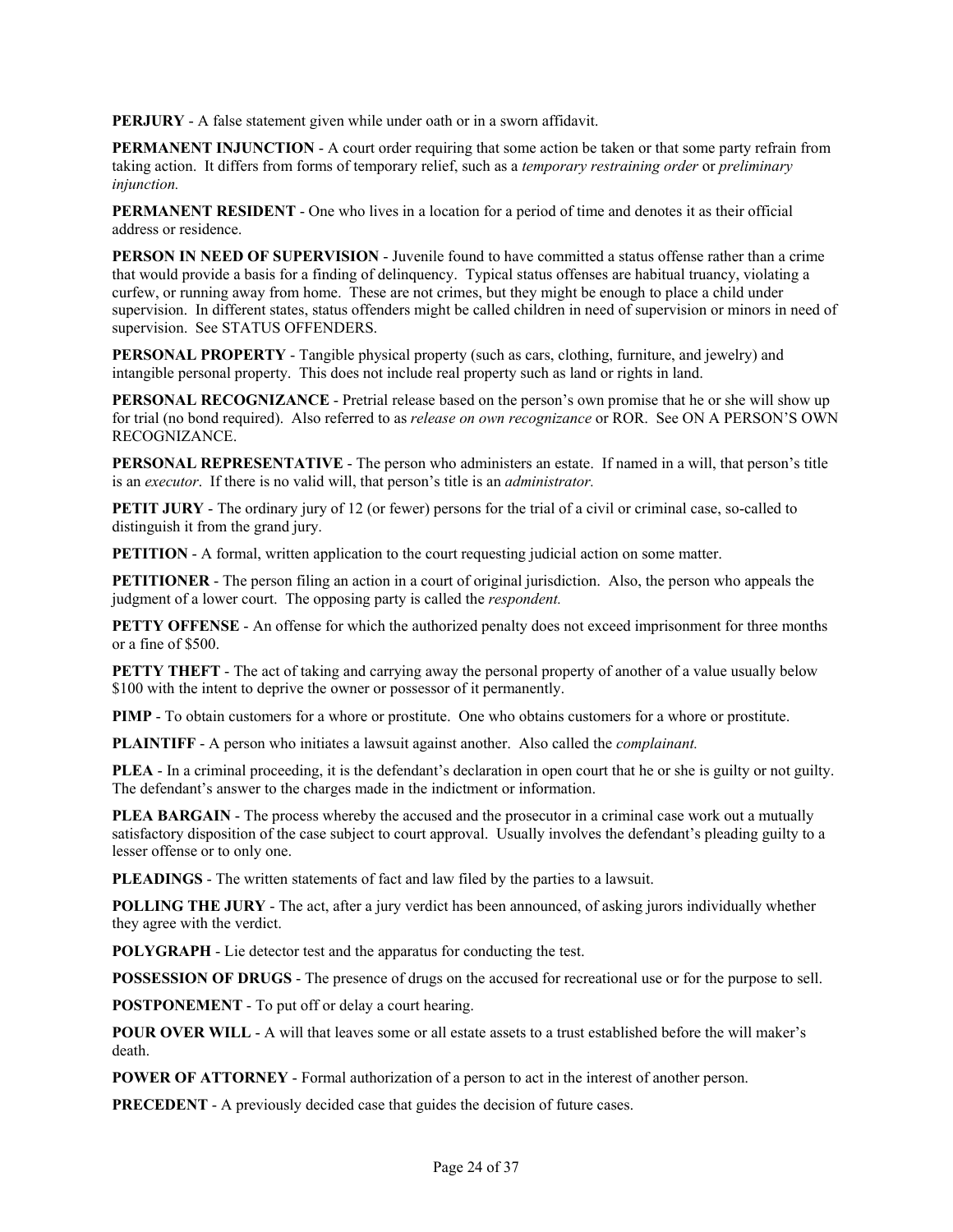**PERJURY** - A false statement given while under oath or in a sworn affidavit.

**PERMANENT INJUNCTION** - A court order requiring that some action be taken or that some party refrain from taking action. It differs from forms of temporary relief, such as a *temporary restraining order* or *preliminary injunction.*

**PERMANENT RESIDENT** - One who lives in a location for a period of time and denotes it as their official address or residence.

**PERSON IN NEED OF SUPERVISION** - Juvenile found to have committed a status offense rather than a crime that would provide a basis for a finding of delinquency. Typical status offenses are habitual truancy, violating a curfew, or running away from home. These are not crimes, but they might be enough to place a child under supervision. In different states, status offenders might be called children in need of supervision or minors in need of supervision. See STATUS OFFENDERS.

**PERSONAL PROPERTY** - Tangible physical property (such as cars, clothing, furniture, and jewelry) and intangible personal property. This does not include real property such as land or rights in land.

**PERSONAL RECOGNIZANCE** - Pretrial release based on the person's own promise that he or she will show up for trial (no bond required). Also referred to as *release on own recognizance* or ROR. See ON A PERSON'S OWN RECOGNIZANCE.

**PERSONAL REPRESENTATIVE** - The person who administers an estate. If named in a will, that person's title is an *executor*. If there is no valid will, that person's title is an *administrator.*

**PETIT JURY** - The ordinary jury of 12 (or fewer) persons for the trial of a civil or criminal case, so-called to distinguish it from the grand jury.

**PETITION** - A formal, written application to the court requesting judicial action on some matter.

**PETITIONER** - The person filing an action in a court of original jurisdiction. Also, the person who appeals the judgment of a lower court. The opposing party is called the *respondent.*

**PETTY OFFENSE** - An offense for which the authorized penalty does not exceed imprisonment for three months or a fine of $500.

**PETTY THEFT** - The act of taking and carrying away the personal property of another of a value usually below $100 with the intent to deprive the owner or possessor of it permanently.

**PIMP** - To obtain customers for a whore or prostitute. One who obtains customers for a whore or prostitute.

**PLAINTIFF** - A person who initiates a lawsuit against another. Also called the *complainant.*

**PLEA** - In a criminal proceeding, it is the defendant's declaration in open court that he or she is guilty or not guilty. The defendant's answer to the charges made in the indictment or information.

**PLEA BARGAIN** - The process whereby the accused and the prosecutor in a criminal case work out a mutually satisfactory disposition of the case subject to court approval. Usually involves the defendant's pleading guilty to a lesser offense or to only one.

**PLEADINGS** - The written statements of fact and law filed by the parties to a lawsuit.

**POLLING THE JURY** - The act, after a jury verdict has been announced, of asking jurors individually whether they agree with the verdict.

**POLYGRAPH** - Lie detector test and the apparatus for conducting the test.

**POSSESSION OF DRUGS** - The presence of drugs on the accused for recreational use or for the purpose to sell.

**POSTPONEMENT** - To put off or delay a court hearing.

**POUR OVER WILL** - A will that leaves some or all estate assets to a trust established before the will maker's death.

**POWER OF ATTORNEY** - Formal authorization of a person to act in the interest of another person.

**PRECEDENT** - A previously decided case that guides the decision of future cases.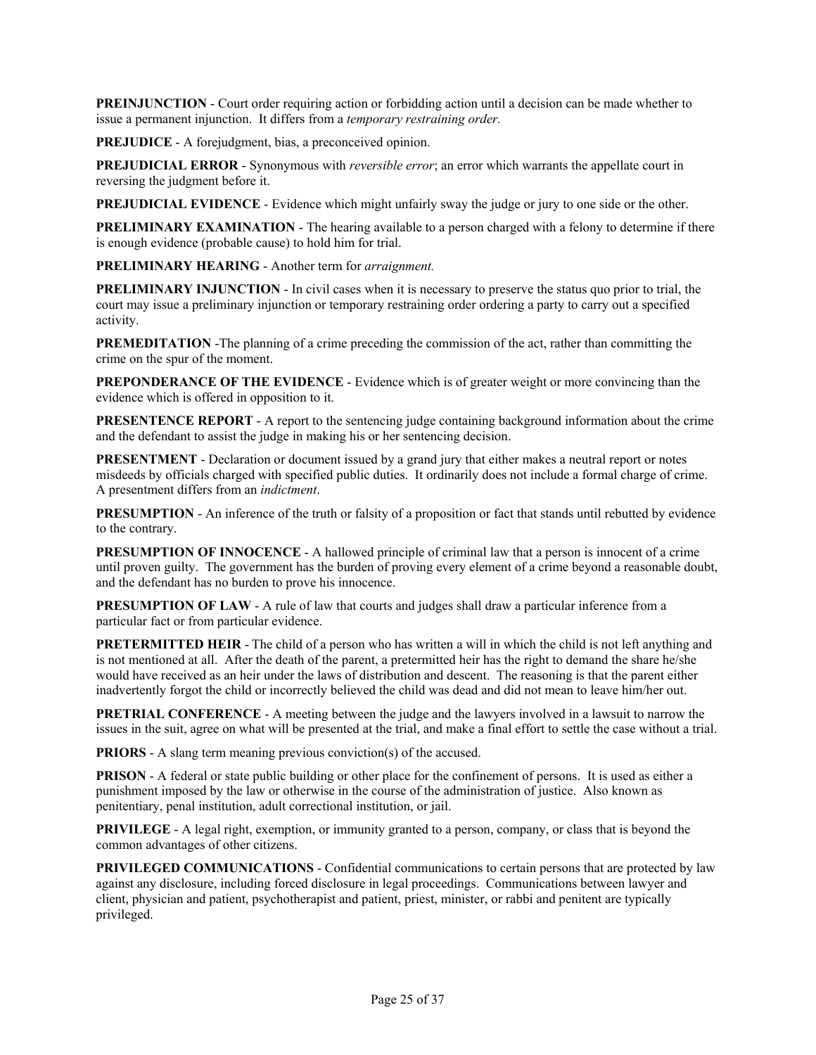**PREINJUNCTION** - Court order requiring action or forbidding action until a decision can be made whether to issue a permanent injunction. It differs from a *temporary restraining order.*

**PREJUDICE** - A forejudgment, bias, a preconceived opinion.

**PREJUDICIAL ERROR** - Synonymous with *reversible error*; an error which warrants the appellate court in reversing the judgment before it.

**PREJUDICIAL EVIDENCE** - Evidence which might unfairly sway the judge or jury to one side or the other.

**PRELIMINARY EXAMINATION** - The hearing available to a person charged with a felony to determine if there is enough evidence (probable cause) to hold him for trial.

**PRELIMINARY HEARING** - Another term for *arraignment.*

**PRELIMINARY INJUNCTION** - In civil cases when it is necessary to preserve the status quo prior to trial, the court may issue a preliminary injunction or temporary restraining order ordering a party to carry out a specified activity.

**PREMEDITATION** -The planning of a crime preceding the commission of the act, rather than committing the crime on the spur of the moment.

**PREPONDERANCE OF THE EVIDENCE** - Evidence which is of greater weight or more convincing than the evidence which is offered in opposition to it.

**PRESENTENCE REPORT** - A report to the sentencing judge containing background information about the crime and the defendant to assist the judge in making his or her sentencing decision.

**PRESENTMENT** - Declaration or document issued by a grand jury that either makes a neutral report or notes misdeeds by officials charged with specified public duties. It ordinarily does not include a formal charge of crime. A presentment differs from an *indictment*.

**PRESUMPTION** - An inference of the truth or falsity of a proposition or fact that stands until rebutted by evidence to the contrary.

**PRESUMPTION OF INNOCENCE** - A hallowed principle of criminal law that a person is innocent of a crime until proven guilty. The government has the burden of proving every element of a crime beyond a reasonable doubt, and the defendant has no burden to prove his innocence.

**PRESUMPTION OF LAW** - A rule of law that courts and judges shall draw a particular inference from a particular fact or from particular evidence.

**PRETERMITTED HEIR** - The child of a person who has written a will in which the child is not left anything and is not mentioned at all. After the death of the parent, a pretermitted heir has the right to demand the share he/she would have received as an heir under the laws of distribution and descent. The reasoning is that the parent either inadvertently forgot the child or incorrectly believed the child was dead and did not mean to leave him/her out.

**PRETRIAL CONFERENCE** - A meeting between the judge and the lawyers involved in a lawsuit to narrow the issues in the suit, agree on what will be presented at the trial, and make a final effort to settle the case without a trial.

**PRIORS** - A slang term meaning previous conviction(s) of the accused.

**PRISON** - A federal or state public building or other place for the confinement of persons. It is used as either a punishment imposed by the law or otherwise in the course of the administration of justice. Also known as penitentiary, penal institution, adult correctional institution, or jail.

**PRIVILEGE** - A legal right, exemption, or immunity granted to a person, company, or class that is beyond the common advantages of other citizens.

**PRIVILEGED COMMUNICATIONS** - Confidential communications to certain persons that are protected by law against any disclosure, including forced disclosure in legal proceedings. Communications between lawyer and client, physician and patient, psychotherapist and patient, priest, minister, or rabbi and penitent are typically privileged.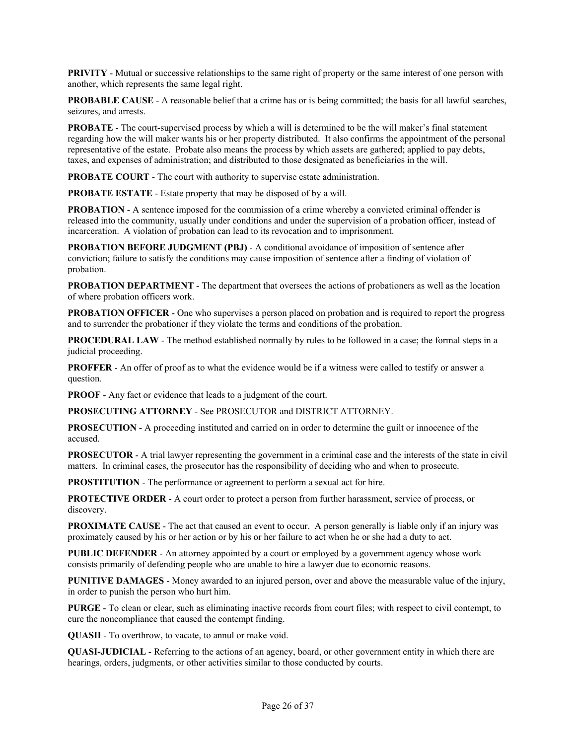**PRIVITY** - Mutual or successive relationships to the same right of property or the same interest of one person with another, which represents the same legal right.

**PROBABLE CAUSE** - A reasonable belief that a crime has or is being committed; the basis for all lawful searches, seizures, and arrests.

**PROBATE** - The court-supervised process by which a will is determined to be the will maker's final statement regarding how the will maker wants his or her property distributed. It also confirms the appointment of the personal representative of the estate. Probate also means the process by which assets are gathered; applied to pay debts, taxes, and expenses of administration; and distributed to those designated as beneficiaries in the will.

**PROBATE COURT** - The court with authority to supervise estate administration.

**PROBATE ESTATE** - Estate property that may be disposed of by a will.

**PROBATION** - A sentence imposed for the commission of a crime whereby a convicted criminal offender is released into the community, usually under conditions and under the supervision of a probation officer, instead of incarceration. A violation of probation can lead to its revocation and to imprisonment.

**PROBATION BEFORE JUDGMENT (PBJ)** - A conditional avoidance of imposition of sentence after conviction; failure to satisfy the conditions may cause imposition of sentence after a finding of violation of probation.

**PROBATION DEPARTMENT** - The department that oversees the actions of probationers as well as the location of where probation officers work.

**PROBATION OFFICER** - One who supervises a person placed on probation and is required to report the progress and to surrender the probationer if they violate the terms and conditions of the probation.

**PROCEDURAL LAW** - The method established normally by rules to be followed in a case; the formal steps in a judicial proceeding.

**PROFFER** - An offer of proof as to what the evidence would be if a witness were called to testify or answer a question.

**PROOF** - Any fact or evidence that leads to a judgment of the court.

**PROSECUTING ATTORNEY** - See PROSECUTOR and DISTRICT ATTORNEY.

**PROSECUTION** - A proceeding instituted and carried on in order to determine the guilt or innocence of the accused.

**PROSECUTOR** - A trial lawyer representing the government in a criminal case and the interests of the state in civil matters. In criminal cases, the prosecutor has the responsibility of deciding who and when to prosecute.

**PROSTITUTION** - The performance or agreement to perform a sexual act for hire.

**PROTECTIVE ORDER** - A court order to protect a person from further harassment, service of process, or discovery.

**PROXIMATE CAUSE** - The act that caused an event to occur. A person generally is liable only if an injury was proximately caused by his or her action or by his or her failure to act when he or she had a duty to act.

**PUBLIC DEFENDER** - An attorney appointed by a court or employed by a government agency whose work consists primarily of defending people who are unable to hire a lawyer due to economic reasons.

**PUNITIVE DAMAGES** - Money awarded to an injured person, over and above the measurable value of the injury, in order to punish the person who hurt him.

**PURGE** - To clean or clear, such as eliminating inactive records from court files; with respect to civil contempt, to cure the noncompliance that caused the contempt finding.

**QUASH** - To overthrow, to vacate, to annul or make void.

**QUASI-JUDICIAL** - Referring to the actions of an agency, board, or other government entity in which there are hearings, orders, judgments, or other activities similar to those conducted by courts.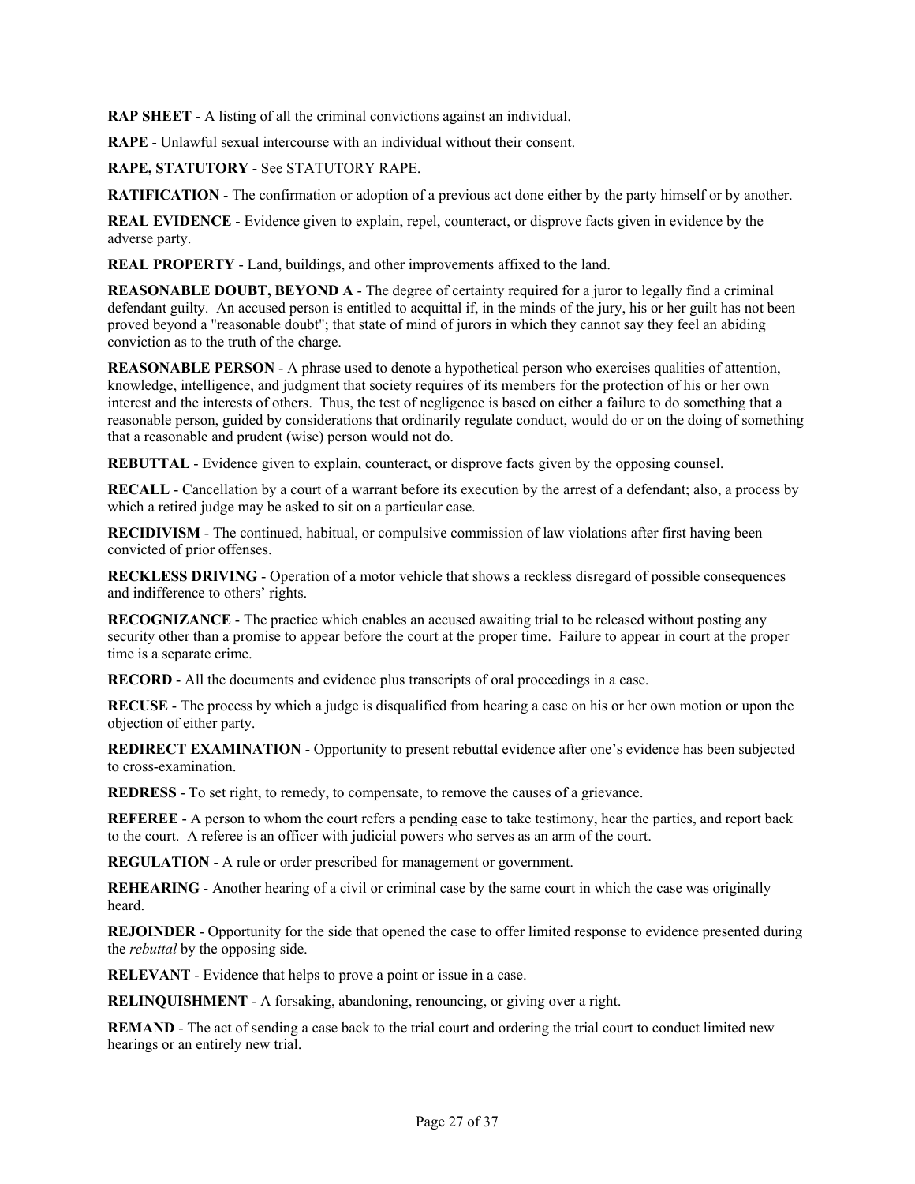**RAP SHEET** - A listing of all the criminal convictions against an individual.

**RAPE** - Unlawful sexual intercourse with an individual without their consent.

**RAPE, STATUTORY** - See STATUTORY RAPE.

**RATIFICATION** - The confirmation or adoption of a previous act done either by the party himself or by another.

**REAL EVIDENCE** - Evidence given to explain, repel, counteract, or disprove facts given in evidence by the adverse party.

**REAL PROPERTY** - Land, buildings, and other improvements affixed to the land.

**REASONABLE DOUBT, BEYOND A** - The degree of certainty required for a juror to legally find a criminal defendant guilty. An accused person is entitled to acquittal if, in the minds of the jury, his or her guilt has not been proved beyond a "reasonable doubt"; that state of mind of jurors in which they cannot say they feel an abiding conviction as to the truth of the charge.

**REASONABLE PERSON** - A phrase used to denote a hypothetical person who exercises qualities of attention, knowledge, intelligence, and judgment that society requires of its members for the protection of his or her own interest and the interests of others. Thus, the test of negligence is based on either a failure to do something that a reasonable person, guided by considerations that ordinarily regulate conduct, would do or on the doing of something that a reasonable and prudent (wise) person would not do.

**REBUTTAL** - Evidence given to explain, counteract, or disprove facts given by the opposing counsel.

**RECALL** - Cancellation by a court of a warrant before its execution by the arrest of a defendant; also, a process by which a retired judge may be asked to sit on a particular case.

**RECIDIVISM** - The continued, habitual, or compulsive commission of law violations after first having been convicted of prior offenses.

**RECKLESS DRIVING** - Operation of a motor vehicle that shows a reckless disregard of possible consequences and indifference to others' rights.

**RECOGNIZANCE** - The practice which enables an accused awaiting trial to be released without posting any security other than a promise to appear before the court at the proper time. Failure to appear in court at the proper time is a separate crime.

**RECORD** - All the documents and evidence plus transcripts of oral proceedings in a case.

**RECUSE** - The process by which a judge is disqualified from hearing a case on his or her own motion or upon the objection of either party.

**REDIRECT EXAMINATION** - Opportunity to present rebuttal evidence after one's evidence has been subjected to cross-examination.

**REDRESS** - To set right, to remedy, to compensate, to remove the causes of a grievance.

**REFEREE** - A person to whom the court refers a pending case to take testimony, hear the parties, and report back to the court. A referee is an officer with judicial powers who serves as an arm of the court.

**REGULATION** - A rule or order prescribed for management or government.

**REHEARING** - Another hearing of a civil or criminal case by the same court in which the case was originally heard.

**REJOINDER** - Opportunity for the side that opened the case to offer limited response to evidence presented during the *rebuttal* by the opposing side.

**RELEVANT** - Evidence that helps to prove a point or issue in a case.

**RELINQUISHMENT** - A forsaking, abandoning, renouncing, or giving over a right.

**REMAND** - The act of sending a case back to the trial court and ordering the trial court to conduct limited new hearings or an entirely new trial.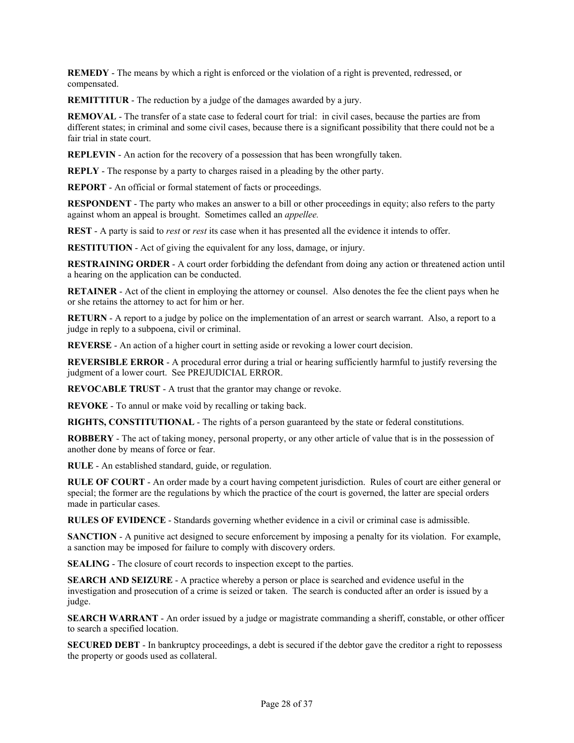**REMEDY** - The means by which a right is enforced or the violation of a right is prevented, redressed, or compensated.

**REMITTITUR** - The reduction by a judge of the damages awarded by a jury.

**REMOVAL** - The transfer of a state case to federal court for trial: in civil cases, because the parties are from different states; in criminal and some civil cases, because there is a significant possibility that there could not be a fair trial in state court.

**REPLEVIN** - An action for the recovery of a possession that has been wrongfully taken.

**REPLY** - The response by a party to charges raised in a pleading by the other party.

**REPORT** - An official or formal statement of facts or proceedings.

**RESPONDENT** - The party who makes an answer to a bill or other proceedings in equity; also refers to the party against whom an appeal is brought. Sometimes called an *appellee.*

**REST** - A party is said to *rest* or *rest* its case when it has presented all the evidence it intends to offer.

**RESTITUTION** - Act of giving the equivalent for any loss, damage, or injury.

**RESTRAINING ORDER** - A court order forbidding the defendant from doing any action or threatened action until a hearing on the application can be conducted.

**RETAINER** - Act of the client in employing the attorney or counsel. Also denotes the fee the client pays when he or she retains the attorney to act for him or her.

**RETURN** - A report to a judge by police on the implementation of an arrest or search warrant. Also, a report to a judge in reply to a subpoena, civil or criminal.

**REVERSE** - An action of a higher court in setting aside or revoking a lower court decision.

**REVERSIBLE ERROR** - A procedural error during a trial or hearing sufficiently harmful to justify reversing the judgment of a lower court. See PREJUDICIAL ERROR.

**REVOCABLE TRUST** - A trust that the grantor may change or revoke.

**REVOKE** - To annul or make void by recalling or taking back.

**RIGHTS, CONSTITUTIONAL** - The rights of a person guaranteed by the state or federal constitutions.

**ROBBERY** - The act of taking money, personal property, or any other article of value that is in the possession of another done by means of force or fear.

**RULE** - An established standard, guide, or regulation.

**RULE OF COURT** - An order made by a court having competent jurisdiction. Rules of court are either general or special; the former are the regulations by which the practice of the court is governed, the latter are special orders made in particular cases.

**RULES OF EVIDENCE** - Standards governing whether evidence in a civil or criminal case is admissible.

**SANCTION** - A punitive act designed to secure enforcement by imposing a penalty for its violation. For example, a sanction may be imposed for failure to comply with discovery orders.

**SEALING** - The closure of court records to inspection except to the parties.

**SEARCH AND SEIZURE** - A practice whereby a person or place is searched and evidence useful in the investigation and prosecution of a crime is seized or taken. The search is conducted after an order is issued by a judge.

**SEARCH WARRANT** - An order issued by a judge or magistrate commanding a sheriff, constable, or other officer to search a specified location.

**SECURED DEBT** - In bankruptcy proceedings, a debt is secured if the debtor gave the creditor a right to repossess the property or goods used as collateral.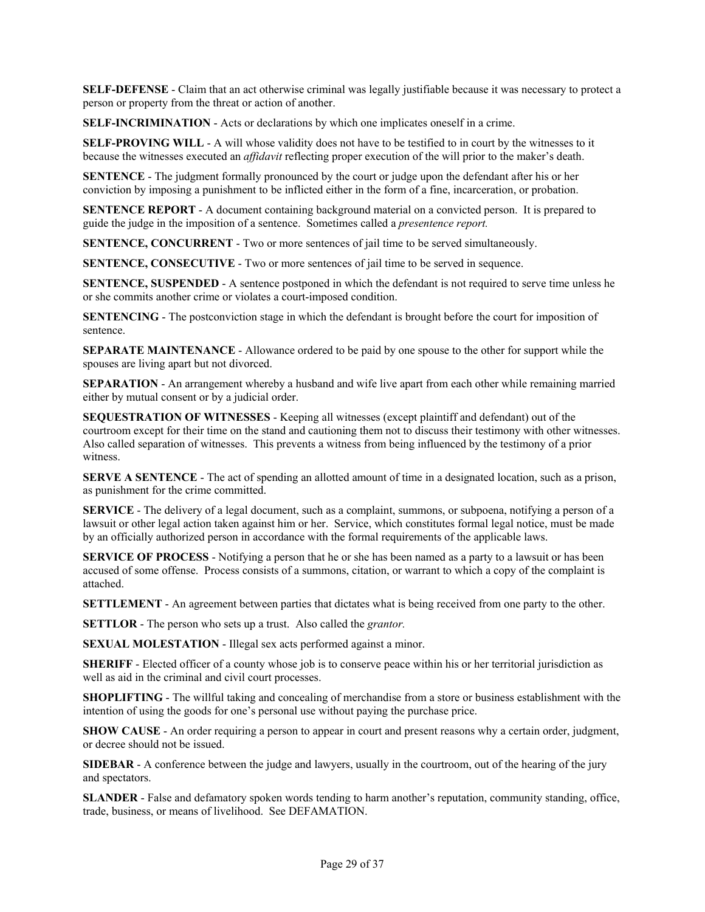**SELF-DEFENSE** - Claim that an act otherwise criminal was legally justifiable because it was necessary to protect a person or property from the threat or action of another.

**SELF-INCRIMINATION** - Acts or declarations by which one implicates oneself in a crime.

**SELF-PROVING WILL** - A will whose validity does not have to be testified to in court by the witnesses to it because the witnesses executed an *affidavit* reflecting proper execution of the will prior to the maker's death.

**SENTENCE** - The judgment formally pronounced by the court or judge upon the defendant after his or her conviction by imposing a punishment to be inflicted either in the form of a fine, incarceration, or probation.

**SENTENCE REPORT** - A document containing background material on a convicted person. It is prepared to guide the judge in the imposition of a sentence. Sometimes called a *presentence report.*

**SENTENCE, CONCURRENT** - Two or more sentences of jail time to be served simultaneously.

**SENTENCE, CONSECUTIVE** - Two or more sentences of jail time to be served in sequence.

**SENTENCE, SUSPENDED** - A sentence postponed in which the defendant is not required to serve time unless he or she commits another crime or violates a court-imposed condition.

**SENTENCING** - The postconviction stage in which the defendant is brought before the court for imposition of sentence.

**SEPARATE MAINTENANCE** - Allowance ordered to be paid by one spouse to the other for support while the spouses are living apart but not divorced.

**SEPARATION** - An arrangement whereby a husband and wife live apart from each other while remaining married either by mutual consent or by a judicial order.

**SEQUESTRATION OF WITNESSES** - Keeping all witnesses (except plaintiff and defendant) out of the courtroom except for their time on the stand and cautioning them not to discuss their testimony with other witnesses. Also called separation of witnesses. This prevents a witness from being influenced by the testimony of a prior witness.

**SERVE A SENTENCE** - The act of spending an allotted amount of time in a designated location, such as a prison, as punishment for the crime committed.

**SERVICE** - The delivery of a legal document, such as a complaint, summons, or subpoena, notifying a person of a lawsuit or other legal action taken against him or her. Service, which constitutes formal legal notice, must be made by an officially authorized person in accordance with the formal requirements of the applicable laws.

**SERVICE OF PROCESS** - Notifying a person that he or she has been named as a party to a lawsuit or has been accused of some offense. Process consists of a summons, citation, or warrant to which a copy of the complaint is attached.

**SETTLEMENT** - An agreement between parties that dictates what is being received from one party to the other.

**SETTLOR** - The person who sets up a trust. Also called the *grantor.*

**SEXUAL MOLESTATION** - Illegal sex acts performed against a minor.

**SHERIFF** - Elected officer of a county whose job is to conserve peace within his or her territorial jurisdiction as well as aid in the criminal and civil court processes.

**SHOPLIFTING** - The willful taking and concealing of merchandise from a store or business establishment with the intention of using the goods for one's personal use without paying the purchase price.

**SHOW CAUSE** - An order requiring a person to appear in court and present reasons why a certain order, judgment, or decree should not be issued.

**SIDEBAR** - A conference between the judge and lawyers, usually in the courtroom, out of the hearing of the jury and spectators.

**SLANDER** - False and defamatory spoken words tending to harm another's reputation, community standing, office, trade, business, or means of livelihood. See DEFAMATION.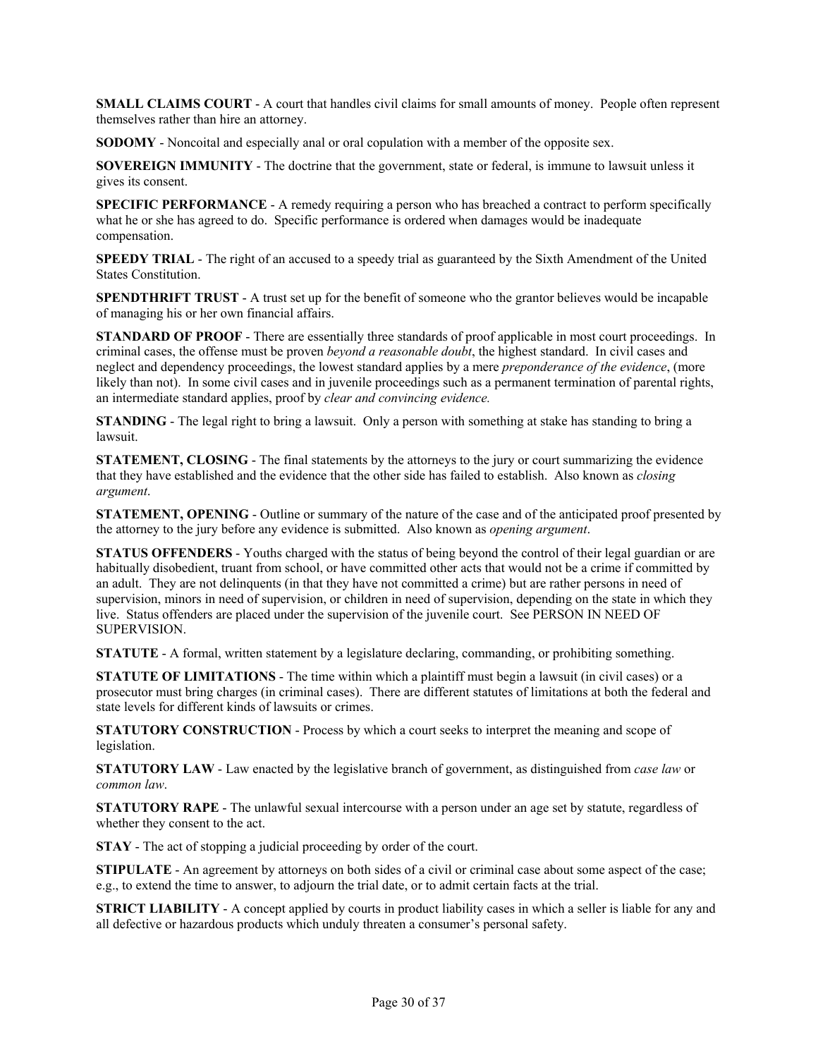**SMALL CLAIMS COURT** - A court that handles civil claims for small amounts of money. People often represent themselves rather than hire an attorney.

**SODOMY** - Noncoital and especially anal or oral copulation with a member of the opposite sex.

**SOVEREIGN IMMUNITY** - The doctrine that the government, state or federal, is immune to lawsuit unless it gives its consent.

**SPECIFIC PERFORMANCE** - A remedy requiring a person who has breached a contract to perform specifically what he or she has agreed to do. Specific performance is ordered when damages would be inadequate compensation.

**SPEEDY TRIAL** - The right of an accused to a speedy trial as guaranteed by the Sixth Amendment of the United States Constitution.

**SPENDTHRIFT TRUST** - A trust set up for the benefit of someone who the grantor believes would be incapable of managing his or her own financial affairs.

**STANDARD OF PROOF** - There are essentially three standards of proof applicable in most court proceedings. In criminal cases, the offense must be proven *beyond a reasonable doubt*, the highest standard. In civil cases and neglect and dependency proceedings, the lowest standard applies by a mere *preponderance of the evidence*, (more likely than not). In some civil cases and in juvenile proceedings such as a permanent termination of parental rights, an intermediate standard applies, proof by *clear and convincing evidence.*

**STANDING** - The legal right to bring a lawsuit. Only a person with something at stake has standing to bring a lawsuit.

**STATEMENT, CLOSING** - The final statements by the attorneys to the jury or court summarizing the evidence that they have established and the evidence that the other side has failed to establish. Also known as *closing argument*.

**STATEMENT, OPENING** - Outline or summary of the nature of the case and of the anticipated proof presented by the attorney to the jury before any evidence is submitted. Also known as *opening argument*.

**STATUS OFFENDERS** - Youths charged with the status of being beyond the control of their legal guardian or are habitually disobedient, truant from school, or have committed other acts that would not be a crime if committed by an adult. They are not delinquents (in that they have not committed a crime) but are rather persons in need of supervision, minors in need of supervision, or children in need of supervision, depending on the state in which they live. Status offenders are placed under the supervision of the juvenile court. See PERSON IN NEED OF SUPERVISION.

**STATUTE** - A formal, written statement by a legislature declaring, commanding, or prohibiting something.

**STATUTE OF LIMITATIONS** - The time within which a plaintiff must begin a lawsuit (in civil cases) or a prosecutor must bring charges (in criminal cases). There are different statutes of limitations at both the federal and state levels for different kinds of lawsuits or crimes.

**STATUTORY CONSTRUCTION** - Process by which a court seeks to interpret the meaning and scope of legislation.

**STATUTORY LAW** - Law enacted by the legislative branch of government, as distinguished from *case law* or *common law*.

**STATUTORY RAPE** - The unlawful sexual intercourse with a person under an age set by statute, regardless of whether they consent to the act.

**STAY** - The act of stopping a judicial proceeding by order of the court.

**STIPULATE** - An agreement by attorneys on both sides of a civil or criminal case about some aspect of the case; e.g., to extend the time to answer, to adjourn the trial date, or to admit certain facts at the trial.

**STRICT LIABILITY** - A concept applied by courts in product liability cases in which a seller is liable for any and all defective or hazardous products which unduly threaten a consumer's personal safety.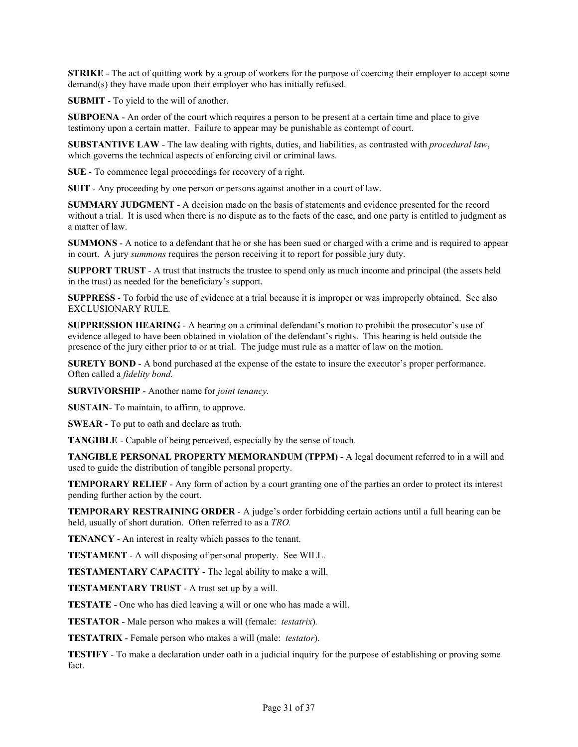**STRIKE** - The act of quitting work by a group of workers for the purpose of coercing their employer to accept some demand(s) they have made upon their employer who has initially refused.

**SUBMIT** - To yield to the will of another.

**SUBPOENA** - An order of the court which requires a person to be present at a certain time and place to give testimony upon a certain matter. Failure to appear may be punishable as contempt of court.

**SUBSTANTIVE LAW** - The law dealing with rights, duties, and liabilities, as contrasted with *procedural law*, which governs the technical aspects of enforcing civil or criminal laws.

**SUE** - To commence legal proceedings for recovery of a right.

**SUIT** - Any proceeding by one person or persons against another in a court of law.

**SUMMARY JUDGMENT** - A decision made on the basis of statements and evidence presented for the record without a trial. It is used when there is no dispute as to the facts of the case, and one party is entitled to judgment as a matter of law.

**SUMMONS** - A notice to a defendant that he or she has been sued or charged with a crime and is required to appear in court. A jury *summons* requires the person receiving it to report for possible jury duty.

**SUPPORT TRUST** - A trust that instructs the trustee to spend only as much income and principal (the assets held in the trust) as needed for the beneficiary's support.

**SUPPRESS** - To forbid the use of evidence at a trial because it is improper or was improperly obtained. See also EXCLUSIONARY RULE.

**SUPPRESSION HEARING** - A hearing on a criminal defendant's motion to prohibit the prosecutor's use of evidence alleged to have been obtained in violation of the defendant's rights. This hearing is held outside the presence of the jury either prior to or at trial. The judge must rule as a matter of law on the motion.

**SURETY BOND** - A bond purchased at the expense of the estate to insure the executor's proper performance. Often called a *fidelity bond.*

**SURVIVORSHIP** - Another name for *joint tenancy.*

**SUSTAIN**- To maintain, to affirm, to approve.

**SWEAR** - To put to oath and declare as truth.

**TANGIBLE** - Capable of being perceived, especially by the sense of touch.

**TANGIBLE PERSONAL PROPERTY MEMORANDUM (TPPM)** - A legal document referred to in a will and used to guide the distribution of tangible personal property.

**TEMPORARY RELIEF** - Any form of action by a court granting one of the parties an order to protect its interest pending further action by the court.

**TEMPORARY RESTRAINING ORDER** - A judge's order forbidding certain actions until a full hearing can be held, usually of short duration. Often referred to as a *TRO.*

**TENANCY** - An interest in realty which passes to the tenant.

**TESTAMENT** - A will disposing of personal property. See WILL.

**TESTAMENTARY CAPACITY** - The legal ability to make a will.

**TESTAMENTARY TRUST** - A trust set up by a will.

**TESTATE** - One who has died leaving a will or one who has made a will.

**TESTATOR** - Male person who makes a will (female: *testatrix*).

**TESTATRIX** - Female person who makes a will (male: *testator*).

**TESTIFY** - To make a declaration under oath in a judicial inquiry for the purpose of establishing or proving some fact.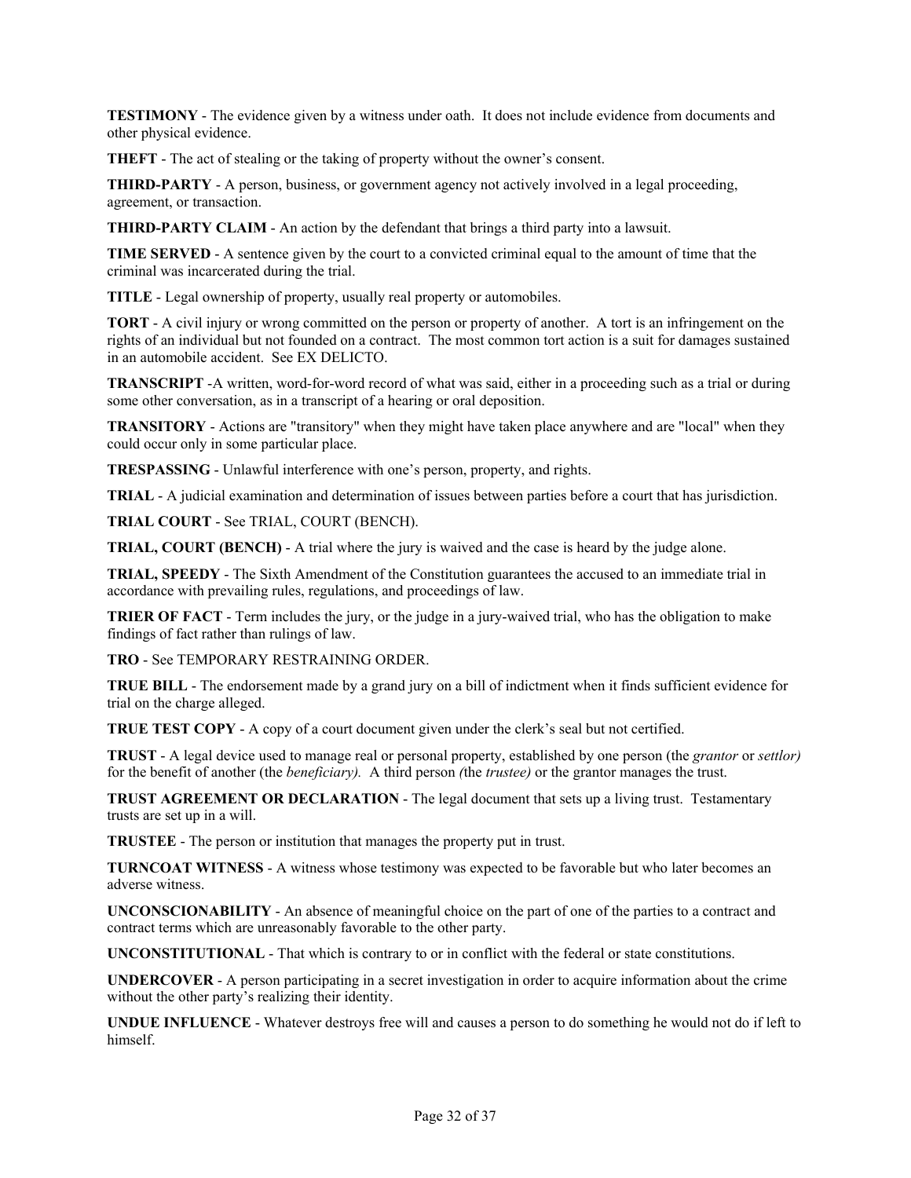**TESTIMONY** - The evidence given by a witness under oath. It does not include evidence from documents and other physical evidence.

**THEFT** - The act of stealing or the taking of property without the owner's consent.

**THIRD-PARTY** - A person, business, or government agency not actively involved in a legal proceeding, agreement, or transaction.

**THIRD-PARTY CLAIM** - An action by the defendant that brings a third party into a lawsuit.

**TIME SERVED** - A sentence given by the court to a convicted criminal equal to the amount of time that the criminal was incarcerated during the trial.

**TITLE** - Legal ownership of property, usually real property or automobiles.

**TORT** - A civil injury or wrong committed on the person or property of another. A tort is an infringement on the rights of an individual but not founded on a contract. The most common tort action is a suit for damages sustained in an automobile accident. See EX DELICTO.

**TRANSCRIPT** -A written, word-for-word record of what was said, either in a proceeding such as a trial or during some other conversation, as in a transcript of a hearing or oral deposition.

**TRANSITORY** - Actions are "transitory" when they might have taken place anywhere and are "local" when they could occur only in some particular place.

**TRESPASSING** - Unlawful interference with one's person, property, and rights.

**TRIAL** - A judicial examination and determination of issues between parties before a court that has jurisdiction.

**TRIAL COURT** - See TRIAL, COURT (BENCH).

**TRIAL, COURT (BENCH)** - A trial where the jury is waived and the case is heard by the judge alone.

**TRIAL, SPEEDY** - The Sixth Amendment of the Constitution guarantees the accused to an immediate trial in accordance with prevailing rules, regulations, and proceedings of law.

**TRIER OF FACT** - Term includes the jury, or the judge in a jury-waived trial, who has the obligation to make findings of fact rather than rulings of law.

**TRO** - See TEMPORARY RESTRAINING ORDER.

**TRUE BILL** - The endorsement made by a grand jury on a bill of indictment when it finds sufficient evidence for trial on the charge alleged.

**TRUE TEST COPY** - A copy of a court document given under the clerk's seal but not certified.

**TRUST** - A legal device used to manage real or personal property, established by one person (the *grantor* or *settlor)* for the benefit of another (the *beneficiary).* A third person *(*the *trustee)* or the grantor manages the trust.

**TRUST AGREEMENT OR DECLARATION** - The legal document that sets up a living trust. Testamentary trusts are set up in a will.

**TRUSTEE** - The person or institution that manages the property put in trust.

**TURNCOAT WITNESS** - A witness whose testimony was expected to be favorable but who later becomes an adverse witness.

**UNCONSCIONABILITY** - An absence of meaningful choice on the part of one of the parties to a contract and contract terms which are unreasonably favorable to the other party.

**UNCONSTITUTIONAL** - That which is contrary to or in conflict with the federal or state constitutions.

**UNDERCOVER** - A person participating in a secret investigation in order to acquire information about the crime without the other party's realizing their identity.

**UNDUE INFLUENCE** - Whatever destroys free will and causes a person to do something he would not do if left to himself.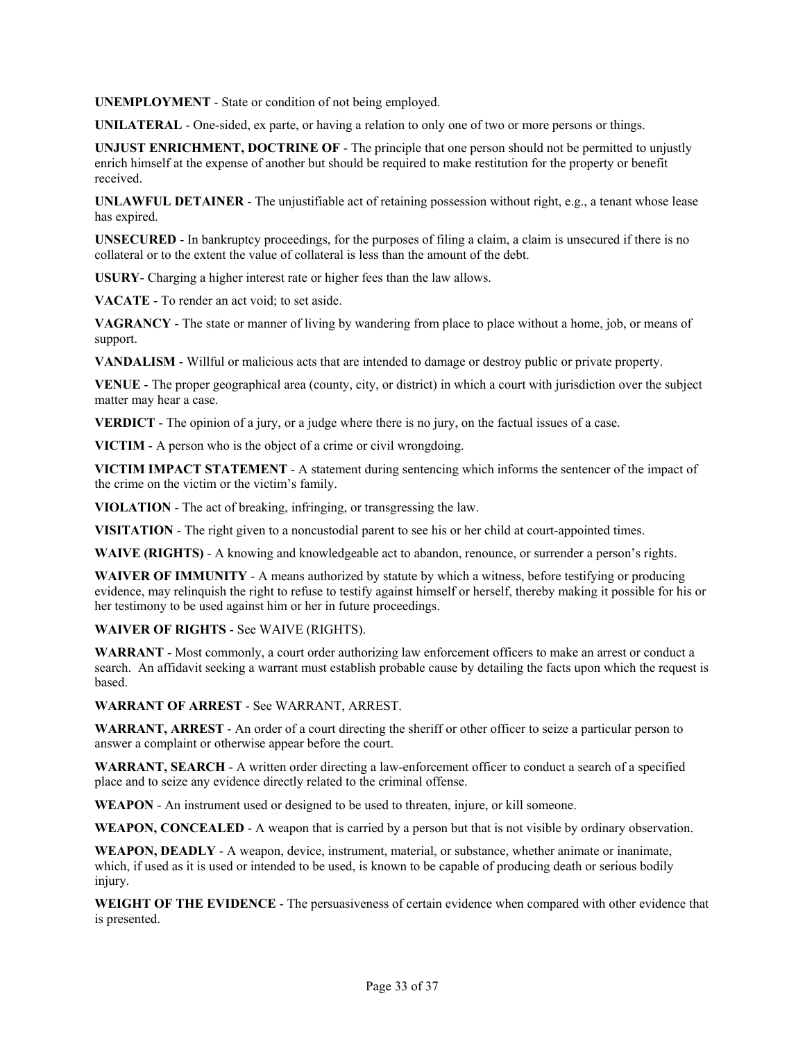**UNEMPLOYMENT** - State or condition of not being employed.

**UNILATERAL** - One-sided, ex parte, or having a relation to only one of two or more persons or things.

**UNJUST ENRICHMENT, DOCTRINE OF** - The principle that one person should not be permitted to unjustly enrich himself at the expense of another but should be required to make restitution for the property or benefit received.

**UNLAWFUL DETAINER** - The unjustifiable act of retaining possession without right, e.g., a tenant whose lease has expired.

**UNSECURED** - In bankruptcy proceedings, for the purposes of filing a claim, a claim is unsecured if there is no collateral or to the extent the value of collateral is less than the amount of the debt.

**USURY**- Charging a higher interest rate or higher fees than the law allows.

**VACATE** - To render an act void; to set aside.

**VAGRANCY** - The state or manner of living by wandering from place to place without a home, job, or means of support.

**VANDALISM** - Willful or malicious acts that are intended to damage or destroy public or private property.

**VENUE** - The proper geographical area (county, city, or district) in which a court with jurisdiction over the subject matter may hear a case.

**VERDICT** - The opinion of a jury, or a judge where there is no jury, on the factual issues of a case.

**VICTIM** - A person who is the object of a crime or civil wrongdoing.

**VICTIM IMPACT STATEMENT** - A statement during sentencing which informs the sentencer of the impact of the crime on the victim or the victim's family.

**VIOLATION** - The act of breaking, infringing, or transgressing the law.

**VISITATION** - The right given to a noncustodial parent to see his or her child at court-appointed times.

**WAIVE (RIGHTS)** - A knowing and knowledgeable act to abandon, renounce, or surrender a person's rights.

**WAIVER OF IMMUNITY** - A means authorized by statute by which a witness, before testifying or producing evidence, may relinquish the right to refuse to testify against himself or herself, thereby making it possible for his or her testimony to be used against him or her in future proceedings.

**WAIVER OF RIGHTS** - See WAIVE (RIGHTS).

**WARRANT** - Most commonly, a court order authorizing law enforcement officers to make an arrest or conduct a search. An affidavit seeking a warrant must establish probable cause by detailing the facts upon which the request is based.

**WARRANT OF ARREST** - See WARRANT, ARREST.

**WARRANT, ARREST** - An order of a court directing the sheriff or other officer to seize a particular person to answer a complaint or otherwise appear before the court.

**WARRANT, SEARCH** - A written order directing a law-enforcement officer to conduct a search of a specified place and to seize any evidence directly related to the criminal offense.

**WEAPON** - An instrument used or designed to be used to threaten, injure, or kill someone.

**WEAPON, CONCEALED** - A weapon that is carried by a person but that is not visible by ordinary observation.

**WEAPON, DEADLY** - A weapon, device, instrument, material, or substance, whether animate or inanimate, which, if used as it is used or intended to be used, is known to be capable of producing death or serious bodily injury.

**WEIGHT OF THE EVIDENCE** - The persuasiveness of certain evidence when compared with other evidence that is presented.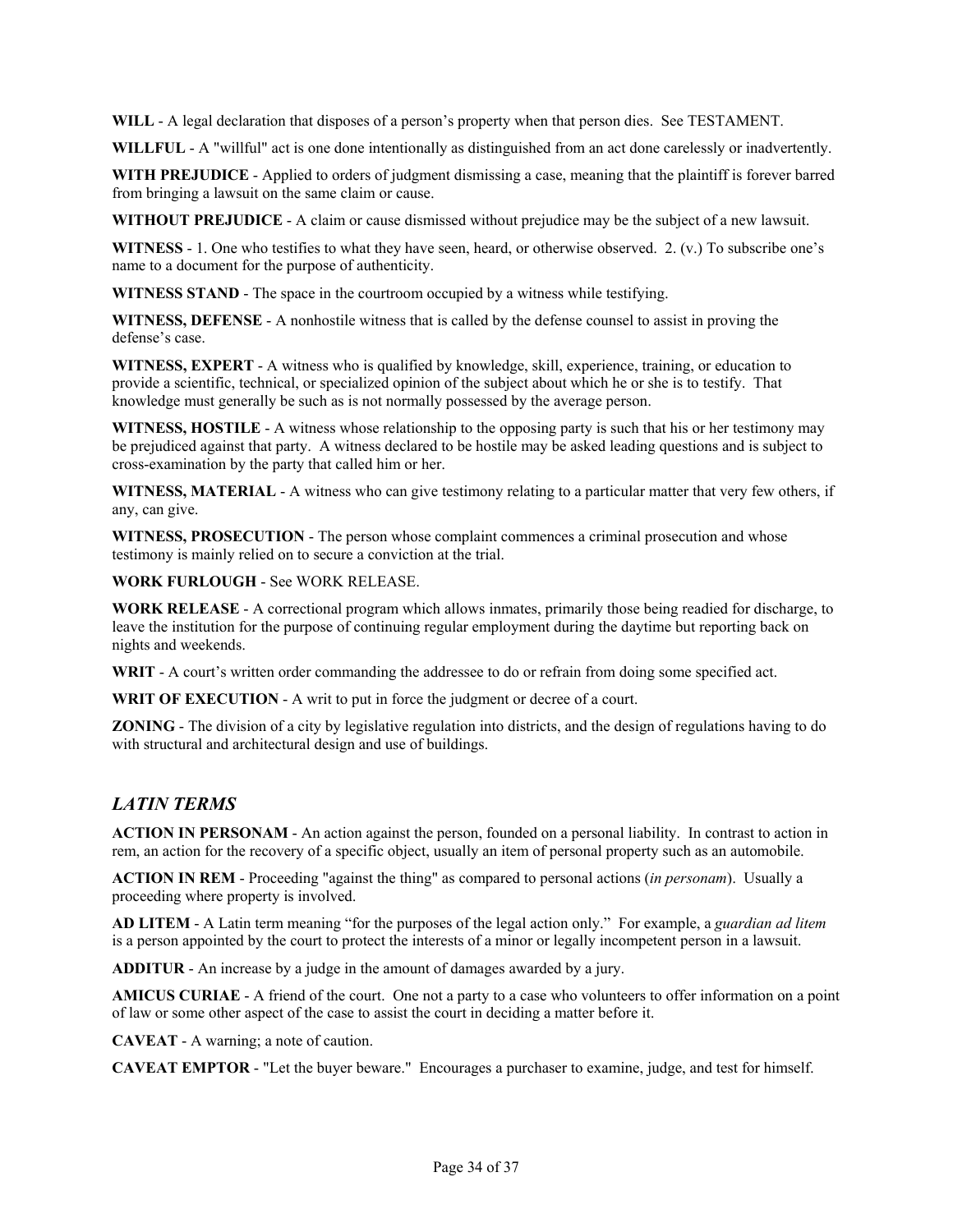**WILL** - A legal declaration that disposes of a person's property when that person dies. See TESTAMENT.

**WILLFUL** - A "willful" act is one done intentionally as distinguished from an act done carelessly or inadvertently.

**WITH PREJUDICE** - Applied to orders of judgment dismissing a case, meaning that the plaintiff is forever barred from bringing a lawsuit on the same claim or cause.

**WITHOUT PREJUDICE** - A claim or cause dismissed without prejudice may be the subject of a new lawsuit.

**WITNESS** - 1. One who testifies to what they have seen, heard, or otherwise observed. 2. (v.) To subscribe one's name to a document for the purpose of authenticity.

**WITNESS STAND** - The space in the courtroom occupied by a witness while testifying.

**WITNESS, DEFENSE** - A nonhostile witness that is called by the defense counsel to assist in proving the defense's case.

**WITNESS, EXPERT** - A witness who is qualified by knowledge, skill, experience, training, or education to provide a scientific, technical, or specialized opinion of the subject about which he or she is to testify. That knowledge must generally be such as is not normally possessed by the average person.

**WITNESS, HOSTILE** - A witness whose relationship to the opposing party is such that his or her testimony may be prejudiced against that party. A witness declared to be hostile may be asked leading questions and is subject to cross-examination by the party that called him or her.

**WITNESS, MATERIAL** - A witness who can give testimony relating to a particular matter that very few others, if any, can give.

**WITNESS, PROSECUTION** - The person whose complaint commences a criminal prosecution and whose testimony is mainly relied on to secure a conviction at the trial.

**WORK FURLOUGH** - See WORK RELEASE.

**WORK RELEASE** - A correctional program which allows inmates, primarily those being readied for discharge, to leave the institution for the purpose of continuing regular employment during the daytime but reporting back on nights and weekends.

**WRIT** - A court's written order commanding the addressee to do or refrain from doing some specified act.

**WRIT OF EXECUTION** - A writ to put in force the judgment or decree of a court.

**ZONING** - The division of a city by legislative regulation into districts, and the design of regulations having to do with structural and architectural design and use of buildings.

## *LATIN TERMS*

**ACTION IN PERSONAM** - An action against the person, founded on a personal liability. In contrast to action in rem, an action for the recovery of a specific object, usually an item of personal property such as an automobile.

**ACTION IN REM** - Proceeding "against the thing" as compared to personal actions (*in personam*). Usually a proceeding where property is involved.

**AD LITEM** - A Latin term meaning "for the purposes of the legal action only." For example, a *guardian ad litem* is a person appointed by the court to protect the interests of a minor or legally incompetent person in a lawsuit.

**ADDITUR** - An increase by a judge in the amount of damages awarded by a jury.

**AMICUS CURIAE** - A friend of the court. One not a party to a case who volunteers to offer information on a point of law or some other aspect of the case to assist the court in deciding a matter before it.

**CAVEAT** - A warning; a note of caution.

**CAVEAT EMPTOR** - "Let the buyer beware." Encourages a purchaser to examine, judge, and test for himself.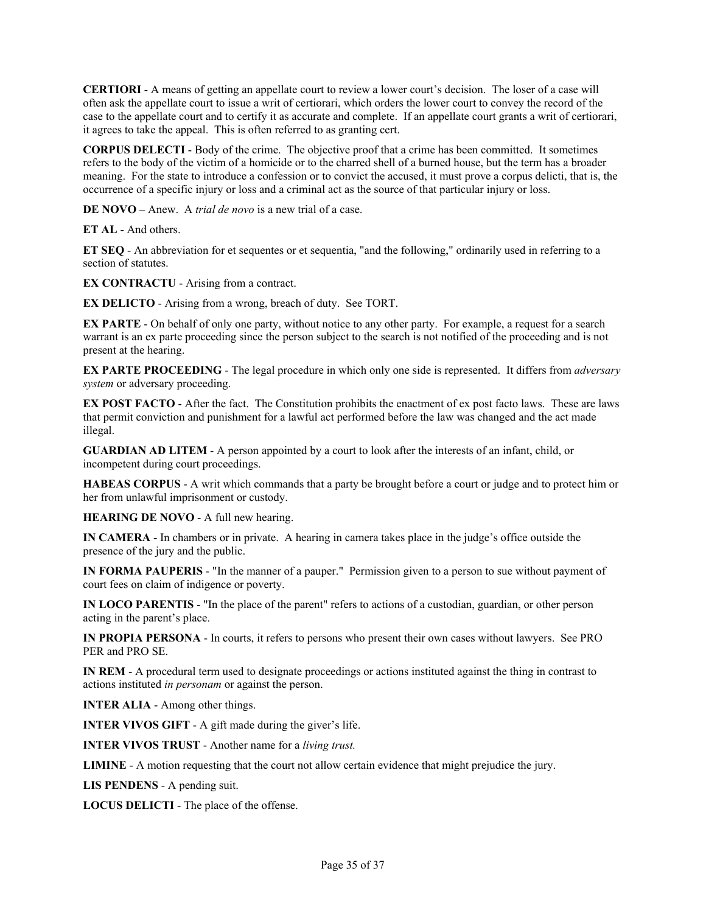**CERTIORI** - A means of getting an appellate court to review a lower court's decision. The loser of a case will often ask the appellate court to issue a writ of certiorari, which orders the lower court to convey the record of the case to the appellate court and to certify it as accurate and complete. If an appellate court grants a writ of certiorari, it agrees to take the appeal. This is often referred to as granting cert.

**CORPUS DELECTI** - Body of the crime. The objective proof that a crime has been committed. It sometimes refers to the body of the victim of a homicide or to the charred shell of a burned house, but the term has a broader meaning. For the state to introduce a confession or to convict the accused, it must prove a corpus delicti, that is, the occurrence of a specific injury or loss and a criminal act as the source of that particular injury or loss.

**DE NOVO** – Anew. A *trial de novo* is a new trial of a case.

**ET AL** - And others.

**ET SEQ** - An abbreviation for et sequentes or et sequentia, "and the following," ordinarily used in referring to a section of statutes.

**EX CONTRACTU** - Arising from a contract.

**EX DELICTO** - Arising from a wrong, breach of duty. See TORT.

**EX PARTE** - On behalf of only one party, without notice to any other party. For example, a request for a search warrant is an ex parte proceeding since the person subject to the search is not notified of the proceeding and is not present at the hearing.

**EX PARTE PROCEEDING** - The legal procedure in which only one side is represented. It differs from *adversary system* or adversary proceeding.

**EX POST FACTO** - After the fact. The Constitution prohibits the enactment of ex post facto laws. These are laws that permit conviction and punishment for a lawful act performed before the law was changed and the act made illegal.

**GUARDIAN AD LITEM** - A person appointed by a court to look after the interests of an infant, child, or incompetent during court proceedings.

**HABEAS CORPUS** - A writ which commands that a party be brought before a court or judge and to protect him or her from unlawful imprisonment or custody.

**HEARING DE NOVO** - A full new hearing.

**IN CAMERA** - In chambers or in private. A hearing in camera takes place in the judge's office outside the presence of the jury and the public.

**IN FORMA PAUPERIS** - "In the manner of a pauper." Permission given to a person to sue without payment of court fees on claim of indigence or poverty.

**IN LOCO PARENTIS** - "In the place of the parent" refers to actions of a custodian, guardian, or other person acting in the parent's place.

**IN PROPIA PERSONA** - In courts, it refers to persons who present their own cases without lawyers. See PRO PER and PRO SE.

**IN REM** - A procedural term used to designate proceedings or actions instituted against the thing in contrast to actions instituted *in personam* or against the person.

**INTER ALIA** - Among other things.

**INTER VIVOS GIFT** - A gift made during the giver's life.

**INTER VIVOS TRUST** - Another name for a *living trust.*

**LIMINE** - A motion requesting that the court not allow certain evidence that might prejudice the jury.

**LIS PENDENS** - A pending suit.

**LOCUS DELICTI** - The place of the offense.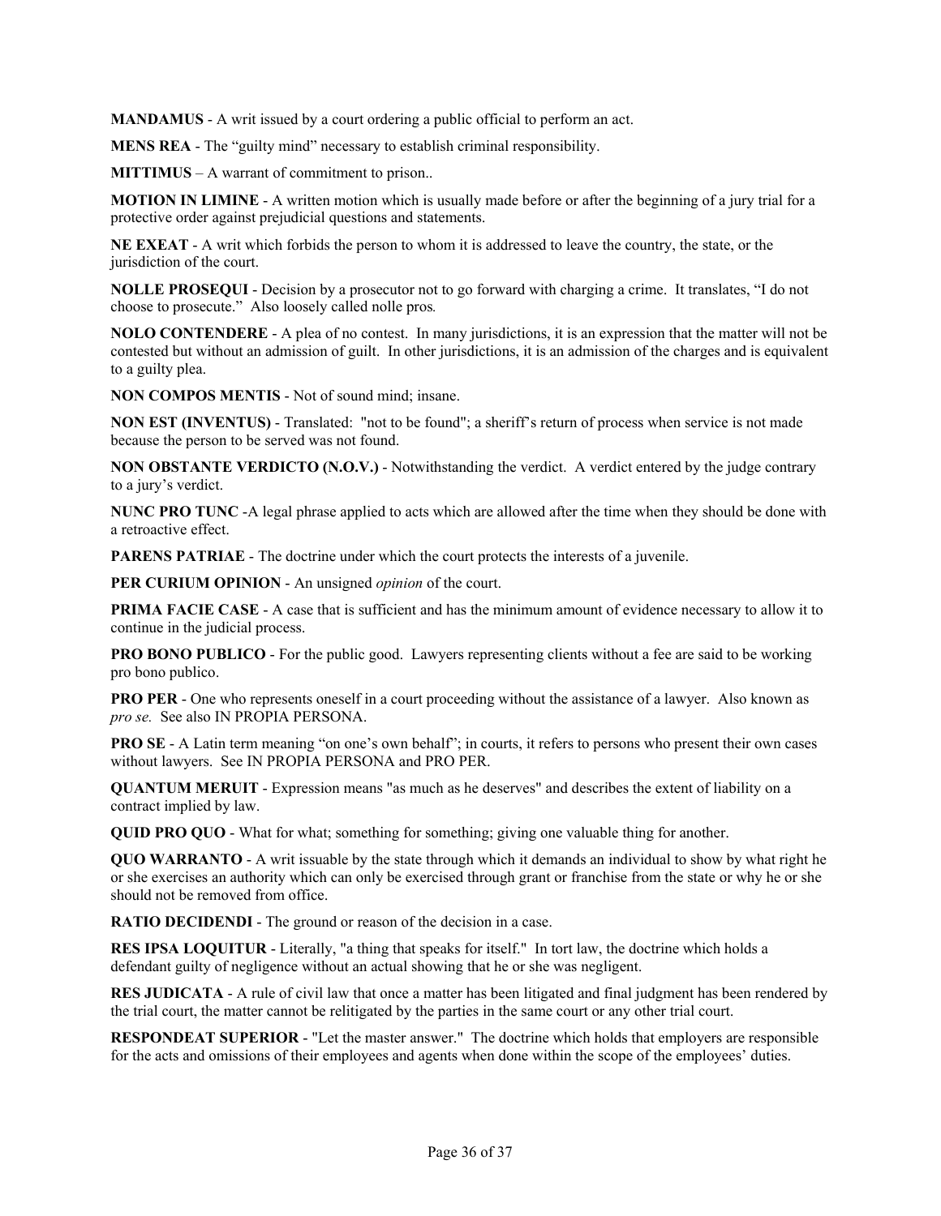**MANDAMUS** - A writ issued by a court ordering a public official to perform an act.

**MENS REA** - The "guilty mind" necessary to establish criminal responsibility.

**MITTIMUS** – A warrant of commitment to prison..

**MOTION IN LIMINE** - A written motion which is usually made before or after the beginning of a jury trial for a protective order against prejudicial questions and statements.

**NE EXEAT** - A writ which forbids the person to whom it is addressed to leave the country, the state, or the jurisdiction of the court.

**NOLLE PROSEQUI** - Decision by a prosecutor not to go forward with charging a crime. It translates, "I do not choose to prosecute." Also loosely called nolle pros.

**NOLO CONTENDERE** - A plea of no contest. In many jurisdictions, it is an expression that the matter will not be contested but without an admission of guilt. In other jurisdictions, it is an admission of the charges and is equivalent to a guilty plea.

**NON COMPOS MENTIS** - Not of sound mind; insane.

**NON EST (INVENTUS)** - Translated: "not to be found"; a sheriff's return of process when service is not made because the person to be served was not found.

**NON OBSTANTE VERDICTO (N.O.V.)** - Notwithstanding the verdict. A verdict entered by the judge contrary to a jury's verdict.

**NUNC PRO TUNC** -A legal phrase applied to acts which are allowed after the time when they should be done with a retroactive effect.

**PARENS PATRIAE** - The doctrine under which the court protects the interests of a juvenile.

**PER CURIUM OPINION** - An unsigned *opinion* of the court.

**PRIMA FACIE CASE** - A case that is sufficient and has the minimum amount of evidence necessary to allow it to continue in the judicial process.

**PRO BONO PUBLICO** - For the public good. Lawyers representing clients without a fee are said to be working pro bono publico.

**PRO PER** - One who represents oneself in a court proceeding without the assistance of a lawyer. Also known as *pro se.* See also IN PROPIA PERSONA.

**PRO SE** - A Latin term meaning "on one's own behalf"; in courts, it refers to persons who present their own cases without lawyers. See IN PROPIA PERSONA and PRO PER.

**QUANTUM MERUIT** - Expression means "as much as he deserves" and describes the extent of liability on a contract implied by law.

**QUID PRO QUO** - What for what; something for something; giving one valuable thing for another.

**QUO WARRANTO** - A writ issuable by the state through which it demands an individual to show by what right he or she exercises an authority which can only be exercised through grant or franchise from the state or why he or she should not be removed from office.

**RATIO DECIDENDI** - The ground or reason of the decision in a case.

**RES IPSA LOQUITUR** - Literally, "a thing that speaks for itself." In tort law, the doctrine which holds a defendant guilty of negligence without an actual showing that he or she was negligent.

**RES JUDICATA** - A rule of civil law that once a matter has been litigated and final judgment has been rendered by the trial court, the matter cannot be relitigated by the parties in the same court or any other trial court.

**RESPONDEAT SUPERIOR** - "Let the master answer." The doctrine which holds that employers are responsible for the acts and omissions of their employees and agents when done within the scope of the employees' duties.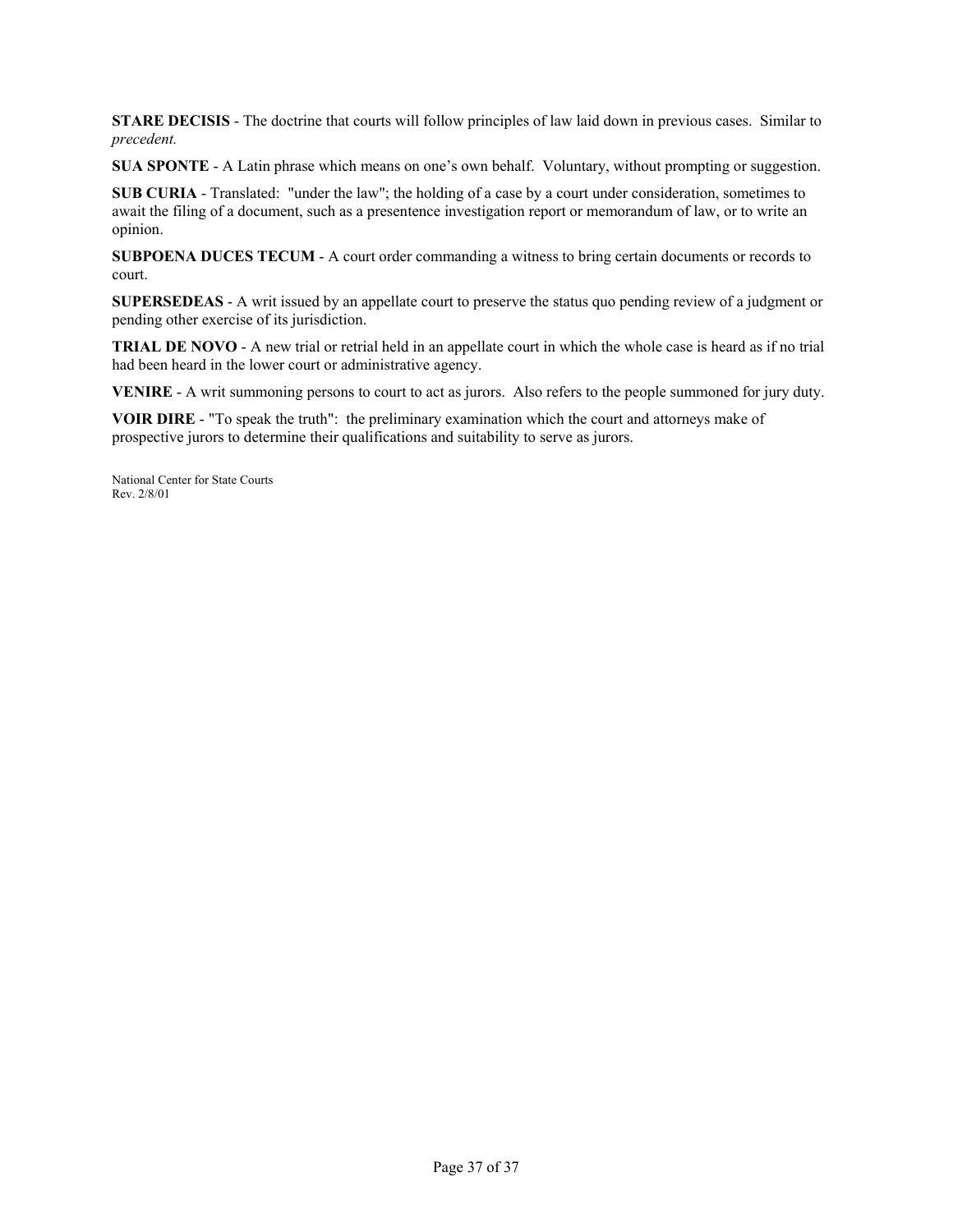**STARE DECISIS** - The doctrine that courts will follow principles of law laid down in previous cases. Similar to *precedent.*

**SUA SPONTE** - A Latin phrase which means on one's own behalf. Voluntary, without prompting or suggestion.

**SUB CURIA** - Translated: "under the law"; the holding of a case by a court under consideration, sometimes to await the filing of a document, such as a presentence investigation report or memorandum of law, or to write an opinion.

**SUBPOENA DUCES TECUM** - A court order commanding a witness to bring certain documents or records to court.

**SUPERSEDEAS** - A writ issued by an appellate court to preserve the status quo pending review of a judgment or pending other exercise of its jurisdiction.

**TRIAL DE NOVO** - A new trial or retrial held in an appellate court in which the whole case is heard as if no trial had been heard in the lower court or administrative agency.

**VENIRE** - A writ summoning persons to court to act as jurors. Also refers to the people summoned for jury duty.

**VOIR DIRE** - "To speak the truth": the preliminary examination which the court and attorneys make of prospective jurors to determine their qualifications and suitability to serve as jurors.

National Center for State Courts
Rev. 2/8/01